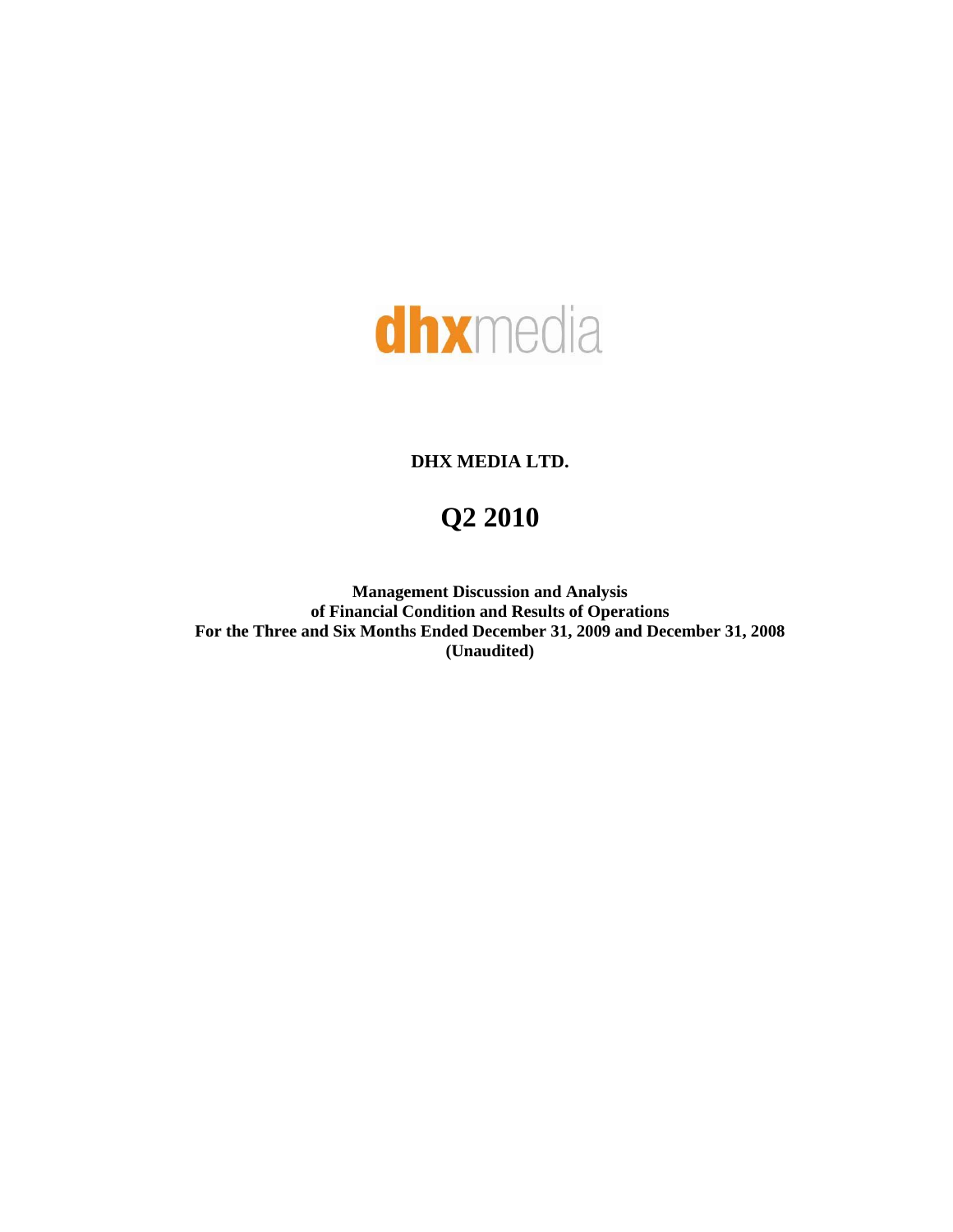dhxmedia

**DHX MEDIA LTD.**

# Q2 2010

**Management Discussion and Analysis**
**of Financial Condition and Results of Operations**
**For the Three and Six Months Ended December 31, 2009 and December 31, 2008**
**(Unaudited)**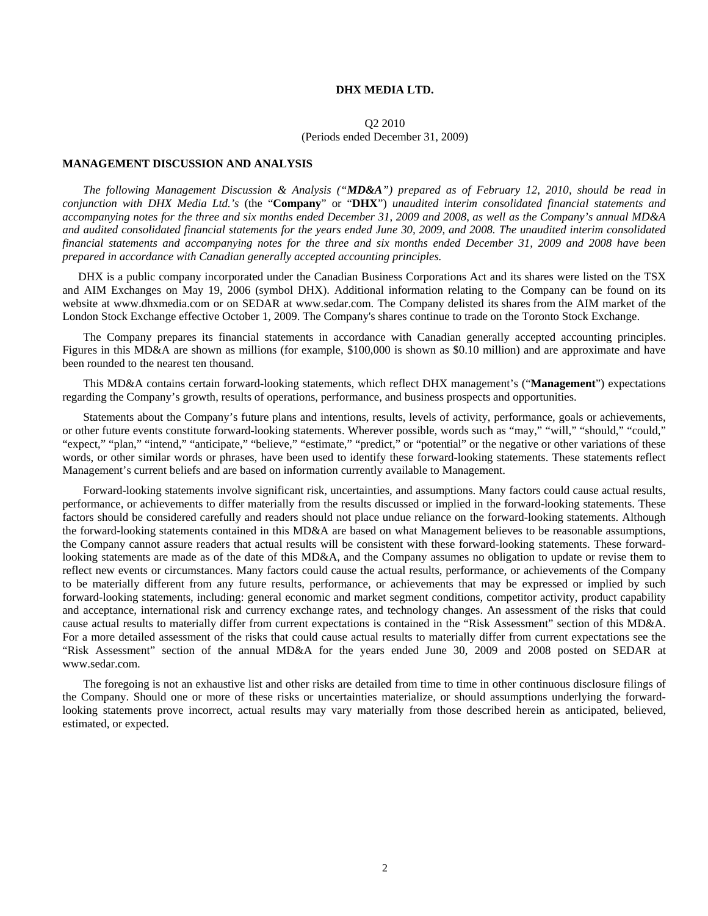**DHX MEDIA LTD.**

Q2 2010
(Periods ended December 31, 2009)

**MANAGEMENT DISCUSSION AND ANALYSIS**

*The following Management Discussion & Analysis ("**MD&A**") prepared as of February 12, 2010, should be read in conjunction with DHX Media Ltd.'s* (the "**Company**" or "**DHX**") *unaudited interim consolidated financial statements and accompanying notes for the three and six months ended December 31, 2009 and 2008, as well as the Company's annual MD&A and audited consolidated financial statements for the years ended June 30, 2009, and 2008. The unaudited interim consolidated financial statements and accompanying notes for the three and six months ended December 31, 2009 and 2008 have been prepared in accordance with Canadian generally accepted accounting principles.*

DHX is a public company incorporated under the Canadian Business Corporations Act and its shares were listed on the TSX and AIM Exchanges on May 19, 2006 (symbol DHX). Additional information relating to the Company can be found on its website at www.dhxmedia.com or on SEDAR at www.sedar.com. The Company delisted its shares from the AIM market of the London Stock Exchange effective October 1, 2009. The Company's shares continue to trade on the Toronto Stock Exchange.

The Company prepares its financial statements in accordance with Canadian generally accepted accounting principles. Figures in this MD&A are shown as millions (for example, $100,000 is shown as $0.10 million) and are approximate and have been rounded to the nearest ten thousand.

This MD&A contains certain forward-looking statements, which reflect DHX management's ("**Management**") expectations regarding the Company's growth, results of operations, performance, and business prospects and opportunities.

Statements about the Company's future plans and intentions, results, levels of activity, performance, goals or achievements, or other future events constitute forward-looking statements. Wherever possible, words such as "may," "will," "should," "could," "expect," "plan," "intend," "anticipate," "believe," "estimate," "predict," or "potential" or the negative or other variations of these words, or other similar words or phrases, have been used to identify these forward-looking statements. These statements reflect Management's current beliefs and are based on information currently available to Management.

Forward-looking statements involve significant risk, uncertainties, and assumptions. Many factors could cause actual results, performance, or achievements to differ materially from the results discussed or implied in the forward-looking statements. These factors should be considered carefully and readers should not place undue reliance on the forward-looking statements. Although the forward-looking statements contained in this MD&A are based on what Management believes to be reasonable assumptions, the Company cannot assure readers that actual results will be consistent with these forward-looking statements. These forward-looking statements are made as of the date of this MD&A, and the Company assumes no obligation to update or revise them to reflect new events or circumstances. Many factors could cause the actual results, performance, or achievements of the Company to be materially different from any future results, performance, or achievements that may be expressed or implied by such forward-looking statements, including: general economic and market segment conditions, competitor activity, product capability and acceptance, international risk and currency exchange rates, and technology changes. An assessment of the risks that could cause actual results to materially differ from current expectations is contained in the "Risk Assessment" section of this MD&A. For a more detailed assessment of the risks that could cause actual results to materially differ from current expectations see the "Risk Assessment" section of the annual MD&A for the years ended June 30, 2009 and 2008 posted on SEDAR at www.sedar.com.

The foregoing is not an exhaustive list and other risks are detailed from time to time in other continuous disclosure filings of the Company. Should one or more of these risks or uncertainties materialize, or should assumptions underlying the forward-looking statements prove incorrect, actual results may vary materially from those described herein as anticipated, believed, estimated, or expected.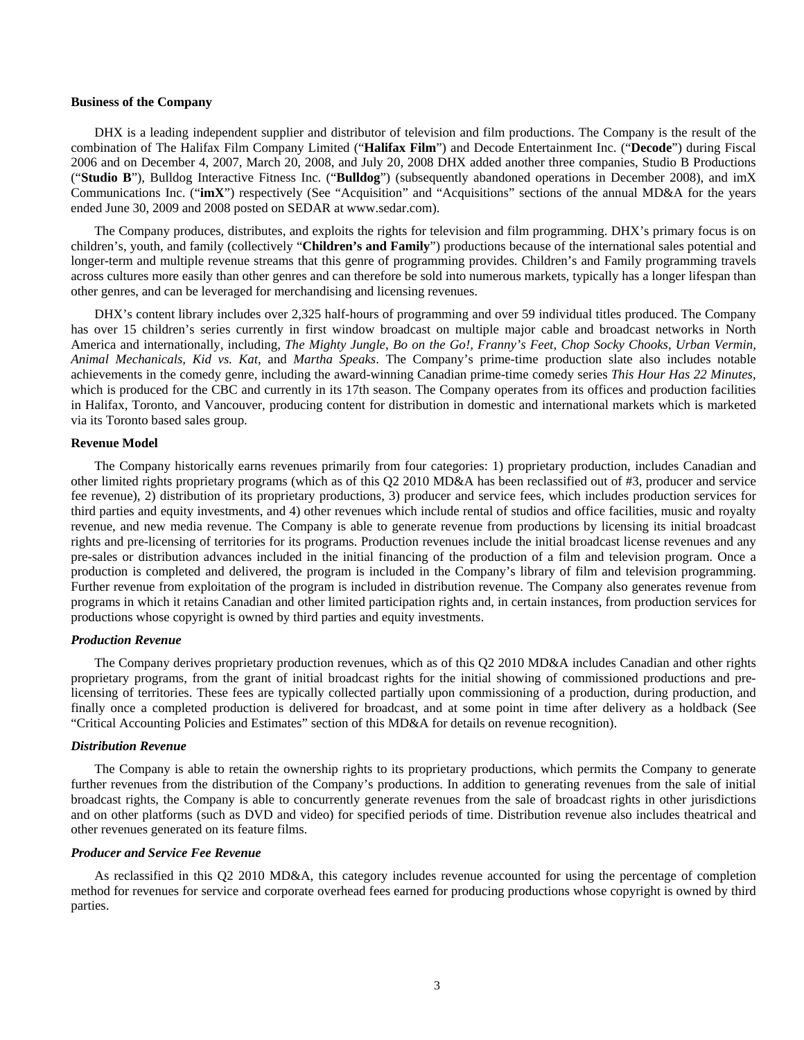**Business of the Company**

DHX is a leading independent supplier and distributor of television and film productions. The Company is the result of the combination of The Halifax Film Company Limited ("**Halifax Film**") and Decode Entertainment Inc. ("**Decode**") during Fiscal 2006 and on December 4, 2007, March 20, 2008, and July 20, 2008 DHX added another three companies, Studio B Productions ("**Studio B**"), Bulldog Interactive Fitness Inc. ("**Bulldog**") (subsequently abandoned operations in December 2008), and imX Communications Inc. ("**imX**") respectively (See "Acquisition" and "Acquisitions" sections of the annual MD&A for the years ended June 30, 2009 and 2008 posted on SEDAR at www.sedar.com).

The Company produces, distributes, and exploits the rights for television and film programming. DHX's primary focus is on children's, youth, and family (collectively "**Children's and Family**") productions because of the international sales potential and longer-term and multiple revenue streams that this genre of programming provides. Children's and Family programming travels across cultures more easily than other genres and can therefore be sold into numerous markets, typically has a longer lifespan than other genres, and can be leveraged for merchandising and licensing revenues.

DHX's content library includes over 2,325 half-hours of programming and over 59 individual titles produced. The Company has over 15 children's series currently in first window broadcast on multiple major cable and broadcast networks in North America and internationally, including, *The Mighty Jungle, Bo on the Go!, Franny's Feet, Chop Socky Chooks, Urban Vermin, Animal Mechanicals, Kid vs. Kat,* and *Martha Speaks*. The Company's prime-time production slate also includes notable achievements in the comedy genre, including the award-winning Canadian prime-time comedy series *This Hour Has 22 Minutes*, which is produced for the CBC and currently in its 17th season. The Company operates from its offices and production facilities in Halifax, Toronto, and Vancouver, producing content for distribution in domestic and international markets which is marketed via its Toronto based sales group.

**Revenue Model**

The Company historically earns revenues primarily from four categories: 1) proprietary production, includes Canadian and other limited rights proprietary programs (which as of this Q2 2010 MD&A has been reclassified out of #3, producer and service fee revenue), 2) distribution of its proprietary productions, 3) producer and service fees, which includes production services for third parties and equity investments, and 4) other revenues which include rental of studios and office facilities, music and royalty revenue, and new media revenue. The Company is able to generate revenue from productions by licensing its initial broadcast rights and pre-licensing of territories for its programs. Production revenues include the initial broadcast license revenues and any pre-sales or distribution advances included in the initial financing of the production of a film and television program. Once a production is completed and delivered, the program is included in the Company's library of film and television programming. Further revenue from exploitation of the program is included in distribution revenue. The Company also generates revenue from programs in which it retains Canadian and other limited participation rights and, in certain instances, from production services for productions whose copyright is owned by third parties and equity investments.

***Production Revenue***

The Company derives proprietary production revenues, which as of this Q2 2010 MD&A includes Canadian and other rights proprietary programs, from the grant of initial broadcast rights for the initial showing of commissioned productions and pre-licensing of territories. These fees are typically collected partially upon commissioning of a production, during production, and finally once a completed production is delivered for broadcast, and at some point in time after delivery as a holdback (See "Critical Accounting Policies and Estimates" section of this MD&A for details on revenue recognition).

***Distribution Revenue***

The Company is able to retain the ownership rights to its proprietary productions, which permits the Company to generate further revenues from the distribution of the Company's productions. In addition to generating revenues from the sale of initial broadcast rights, the Company is able to concurrently generate revenues from the sale of broadcast rights in other jurisdictions and on other platforms (such as DVD and video) for specified periods of time. Distribution revenue also includes theatrical and other revenues generated on its feature films.

***Producer and Service Fee Revenue***

As reclassified in this Q2 2010 MD&A, this category includes revenue accounted for using the percentage of completion method for revenues for service and corporate overhead fees earned for producing productions whose copyright is owned by third parties.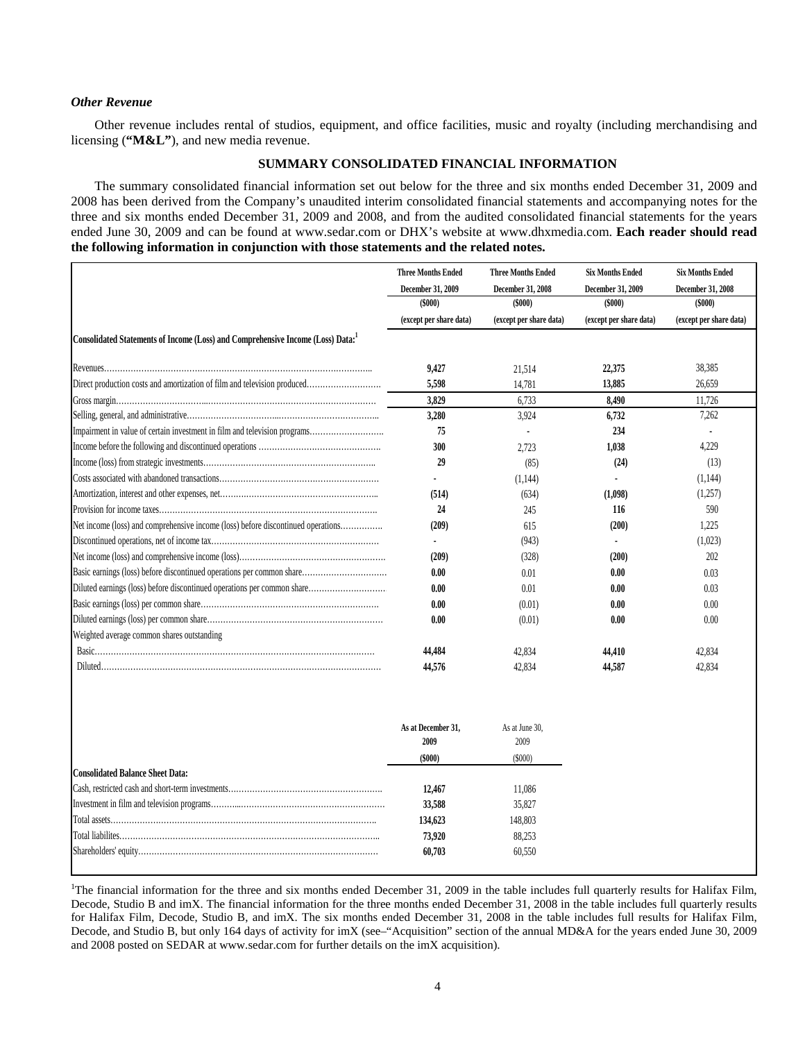### *Other Revenue*

Other revenue includes rental of studios, equipment, and office facilities, music and royalty (including merchandising and licensing (**"M&L"**), and new media revenue.

## SUMMARY CONSOLIDATED FINANCIAL INFORMATION

The summary consolidated financial information set out below for the three and six months ended December 31, 2009 and 2008 has been derived from the Company's unaudited interim consolidated financial statements and accompanying notes for the three and six months ended December 31, 2009 and 2008, and from the audited consolidated financial statements for the years ended June 30, 2009 and can be found at www.sedar.com or DHX's website at www.dhxmedia.com. **Each reader should read the following information in conjunction with those statements and the related notes.**

| | Three Months Ended December 31, 2009 ($000) (except per share data) | Three Months Ended December 31, 2008 ($000) (except per share data) | Six Months Ended December 31, 2009 ($000) (except per share data) | Six Months Ended December 31, 2008 ($000) (except per share data) |
|---|---|---|---|---|
| **Consolidated Statements of Income (Loss) and Comprehensive Income (Loss) Data:**[1] | | | | |
| Revenues | **9,427** | 21,514 | **22,375** | 38,385 |
| Direct production costs and amortization of film and television produced | **5,598** | 14,781 | **13,885** | 26,659 |
| Gross margin | **3,829** | 6,733 | **8,490** | 11,726 |
| Selling, general, and administrative | **3,280** | 3,924 | **6,732** | 7,262 |
| Impairment in value of certain investment in film and television programs | **75** | - | **234** | - |
| Income before the following and discontinued operations | **300** | 2,723 | **1,038** | 4,229 |
| Income (loss) from strategic investments | **29** | (85) | **(24)** | (13) |
| Costs associated with abandoned transactions | **-** | (1,144) | **-** | (1,144) |
| Amortization, interest and other expenses, net | **(514)** | (634) | **(1,098)** | (1,257) |
| Provision for income taxes | **24** | 245 | **116** | 590 |
| Net income (loss) and comprehensive income (loss) before discontinued operations | **(209)** | 615 | **(200)** | 1,225 |
| Discontinued operations, net of income tax | **-** | (943) | **-** | (1,023) |
| Net income (loss) and comprehensive income (loss) | **(209)** | (328) | **(200)** | 202 |
| Basic earnings (loss) before discontinued operations per common share | **0.00** | 0.01 | **0.00** | 0.03 |
| Diluted earnings (loss) before discontinued operations per common share | **0.00** | 0.01 | **0.00** | 0.03 |
| Basic earnings (loss) per common share | **0.00** | (0.01) | **0.00** | 0.00 |
| Diluted earnings (loss) per common share | **0.00** | (0.01) | **0.00** | 0.00 |
| Weighted average common shares outstanding | | | | |
| Basic | **44,484** | 42,834 | **44,410** | 42,834 |
| Diluted | **44,576** | 42,834 | **44,587** | 42,834 |

| | As at December 31, 2009 ($000) | As at June 30, 2009 ($000) |
|---|---|---|
| **Consolidated Balance Sheet Data:** | | |
| Cash, restricted cash and short-term investments | **12,467** | 11,086 |
| Investment in film and television programs | **33,588** | 35,827 |
| Total assets | **134,623** | 148,803 |
| Total liabilites | **73,920** | 88,253 |
| Shareholders' equity | **60,703** | 60,550 |

[1]The financial information for the three and six months ended December 31, 2009 in the table includes full quarterly results for Halifax Film, Decode, Studio B and imX. The financial information for the three months ended December 31, 2008 in the table includes full quarterly results for Halifax Film, Decode, Studio B, and imX. The six months ended December 31, 2008 in the table includes full results for Halifax Film, Decode, and Studio B, but only 164 days of activity for imX (see–"Acquisition" section of the annual MD&A for the years ended June 30, 2009 and 2008 posted on SEDAR at www.sedar.com for further details on the imX acquisition).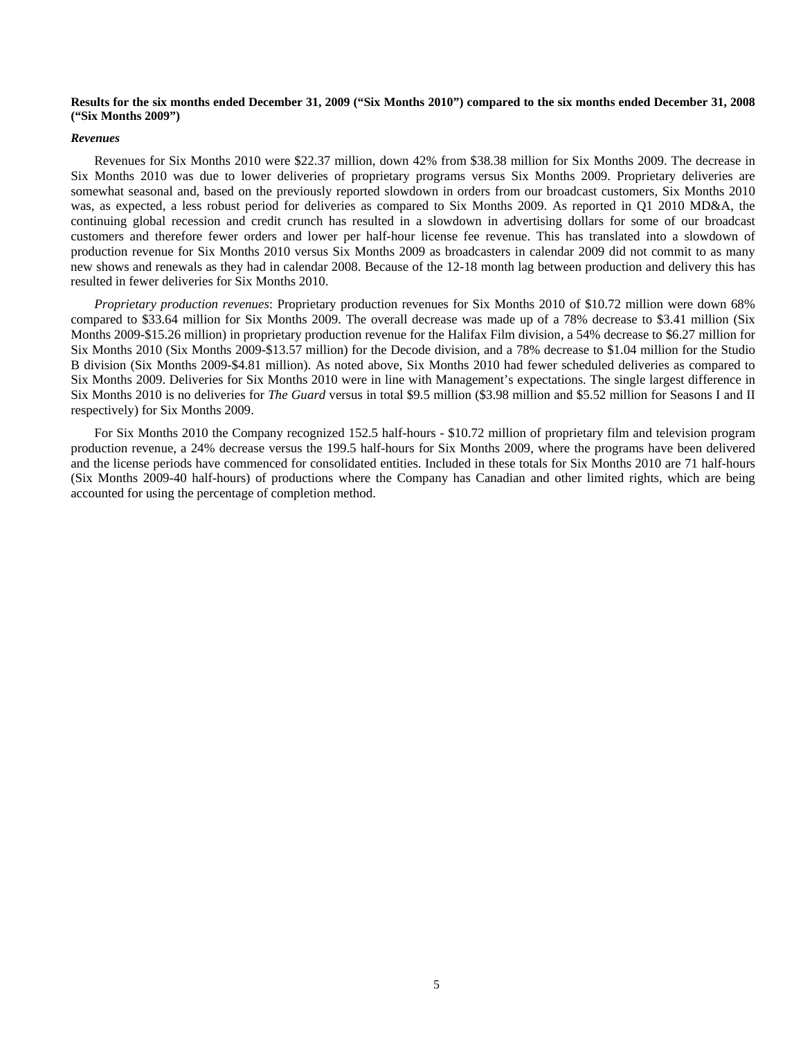**Results for the six months ended December 31, 2009 ("Six Months 2010") compared to the six months ended December 31, 2008 ("Six Months 2009")**

***Revenues***

Revenues for Six Months 2010 were $22.37 million, down 42% from $38.38 million for Six Months 2009. The decrease in Six Months 2010 was due to lower deliveries of proprietary programs versus Six Months 2009. Proprietary deliveries are somewhat seasonal and, based on the previously reported slowdown in orders from our broadcast customers, Six Months 2010 was, as expected, a less robust period for deliveries as compared to Six Months 2009. As reported in Q1 2010 MD&A, the continuing global recession and credit crunch has resulted in a slowdown in advertising dollars for some of our broadcast customers and therefore fewer orders and lower per half-hour license fee revenue. This has translated into a slowdown of production revenue for Six Months 2010 versus Six Months 2009 as broadcasters in calendar 2009 did not commit to as many new shows and renewals as they had in calendar 2008. Because of the 12-18 month lag between production and delivery this has resulted in fewer deliveries for Six Months 2010.

*Proprietary production revenues*: Proprietary production revenues for Six Months 2010 of $10.72 million were down 68% compared to $33.64 million for Six Months 2009. The overall decrease was made up of a 78% decrease to $3.41 million (Six Months 2009-$15.26 million) in proprietary production revenue for the Halifax Film division, a 54% decrease to $6.27 million for Six Months 2010 (Six Months 2009-$13.57 million) for the Decode division, and a 78% decrease to $1.04 million for the Studio B division (Six Months 2009-$4.81 million). As noted above, Six Months 2010 had fewer scheduled deliveries as compared to Six Months 2009. Deliveries for Six Months 2010 were in line with Management's expectations. The single largest difference in Six Months 2010 is no deliveries for *The Guard* versus in total $9.5 million ($3.98 million and $5.52 million for Seasons I and II respectively) for Six Months 2009.

For Six Months 2010 the Company recognized 152.5 half-hours - $10.72 million of proprietary film and television program production revenue, a 24% decrease versus the 199.5 half-hours for Six Months 2009, where the programs have been delivered and the license periods have commenced for consolidated entities. Included in these totals for Six Months 2010 are 71 half-hours (Six Months 2009-40 half-hours) of productions where the Company has Canadian and other limited rights, which are being accounted for using the percentage of completion method.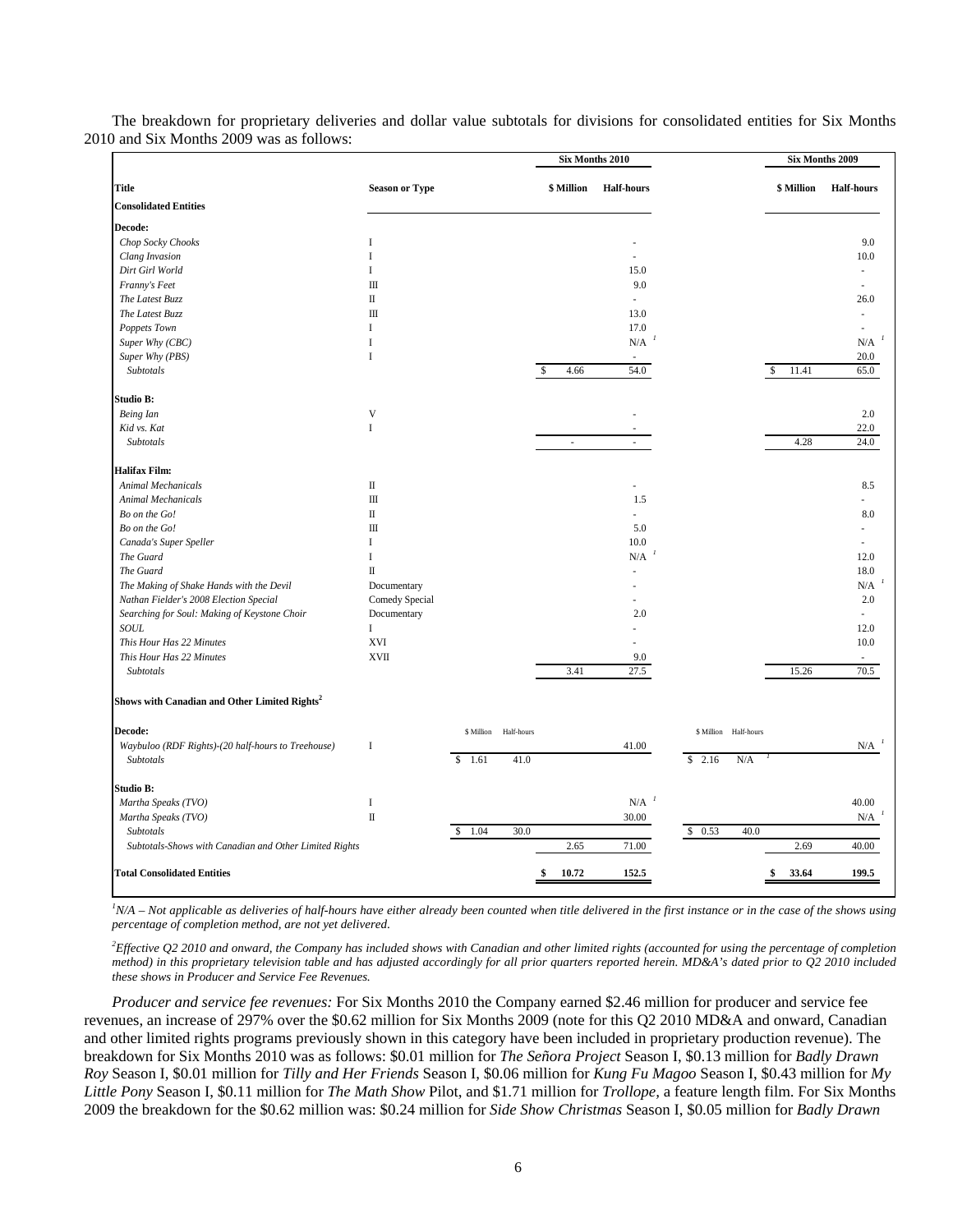The breakdown for proprietary deliveries and dollar value subtotals for divisions for consolidated entities for Six Months 2010 and Six Months 2009 was as follows:

| Title | Season or Type | | | Six Months 2010 \$ Million | Six Months 2010 Half-hours | | | Six Months 2009 \$ Million | Six Months 2009 Half-hours |
|---|---|---|---|---|---|---|---|---|---|
| **Consolidated Entities** | | | | | | | | | |
| **Decode:** | | | | | | | | | |
| *Chop Socky Chooks* | I | | | | - | | | | 9.0 |
| *Clang Invasion* | I | | | | - | | | | 10.0 |
| *Dirt Girl World* | I | | | | 15.0 | | | | - |
| *Franny's Feet* | III | | | | 9.0 | | | | - |
| *The Latest Buzz* | II | | | | - | | | | 26.0 |
| *The Latest Buzz* | III | | | | 13.0 | | | | - |
| *Poppets Town* | I | | | | 17.0 | | | | - |
| *Super Why (CBC)* | I | | | | N/A [1] | | | | N/A [1] |
| *Super Why (PBS)* | I | | | | - | | | | 20.0 |
| *Subtotals* | | | | \$ 4.66 | 54.0 | | | \$ 11.41 | 65.0 |
| **Studio B:** | | | | | | | | | |
| *Being Ian* | V | | | | - | | | | 2.0 |
| *Kid vs. Kat* | I | | | | - | | | | 22.0 |
| *Subtotals* | | | | - | - | | | 4.28 | 24.0 |
| **Halifax Film:** | | | | | | | | | |
| *Animal Mechanicals* | II | | | | - | | | | 8.5 |
| *Animal Mechanicals* | III | | | | 1.5 | | | | - |
| *Bo on the Go!* | II | | | | - | | | | 8.0 |
| *Bo on the Go!* | III | | | | 5.0 | | | | - |
| *Canada's Super Speller* | I | | | | 10.0 | | | | - |
| *The Guard* | I | | | | N/A [1] | | | | 12.0 |
| *The Guard* | II | | | | - | | | | 18.0 |
| *The Making of Shake Hands with the Devil* | Documentary | | | | - | | | | N/A [1] |
| *Nathan Fielder's 2008 Election Special* | Comedy Special | | | | - | | | | 2.0 |
| *Searching for Soul: Making of Keystone Choir* | Documentary | | | | 2.0 | | | | - |
| *SOUL* | I | | | | - | | | | 12.0 |
| *This Hour Has 22 Minutes* | XVI | | | | - | | | | 10.0 |
| *This Hour Has 22 Minutes* | XVII | | | | 9.0 | | | | - |
| *Subtotals* | | | | 3.41 | 27.5 | | | 15.26 | 70.5 |
| **Shows with Canadian and Other Limited Rights[2]** | | | | | | | | | |
| **Decode:** | | \$ Million | Half-hours | | | \$ Million | Half-hours | | |
| *Waybuloo (RDF Rights)-(20 half-hours to Treehouse)* | I | | | | 41.00 | | | | N/A [1] |
| *Subtotals* | | \$ 1.61 | 41.0 | | | \$ 2.16 | N/A [1] | | |
| **Studio B:** | | | | | | | | | |
| *Martha Speaks (TVO)* | I | | | | N/A [1] | | | | 40.00 |
| *Martha Speaks (TVO)* | II | | | | 30.00 | | | | N/A [1] |
| *Subtotals* | | \$ 1.04 | 30.0 | | | \$ 0.53 | 40.0 | | |
| *Subtotals-Shows with Canadian and Other Limited Rights* | | | | 2.65 | 71.00 | | | 2.69 | 40.00 |
| **Total Consolidated Entities** | | | | **\$ 10.72** | **152.5** | | | **\$ 33.64** | **199.5** |

*[1]N/A – Not applicable as deliveries of half-hours have either already been counted when title delivered in the first instance or in the case of the shows using percentage of completion method, are not yet delivered.*

*[2]Effective Q2 2010 and onward, the Company has included shows with Canadian and other limited rights (accounted for using the percentage of completion method) in this proprietary television table and has adjusted accordingly for all prior quarters reported herein. MD&A's dated prior to Q2 2010 included these shows in Producer and Service Fee Revenues.*

*Producer and service fee revenues:* For Six Months 2010 the Company earned \$2.46 million for producer and service fee revenues, an increase of 297% over the \$0.62 million for Six Months 2009 (note for this Q2 2010 MD&A and onward, Canadian and other limited rights programs previously shown in this category have been included in proprietary production revenue). The breakdown for Six Months 2010 was as follows: \$0.01 million for *The Señora Project* Season I, \$0.13 million for *Badly Drawn Roy* Season I, \$0.01 million for *Tilly and Her Friends* Season I, \$0.06 million for *Kung Fu Magoo* Season I, \$0.43 million for *My Little Pony* Season I, \$0.11 million for *The Math Show* Pilot, and \$1.71 million for *Trollope,* a feature length film. For Six Months 2009 the breakdown for the \$0.62 million was: \$0.24 million for *Side Show Christmas* Season I, \$0.05 million for *Badly Drawn*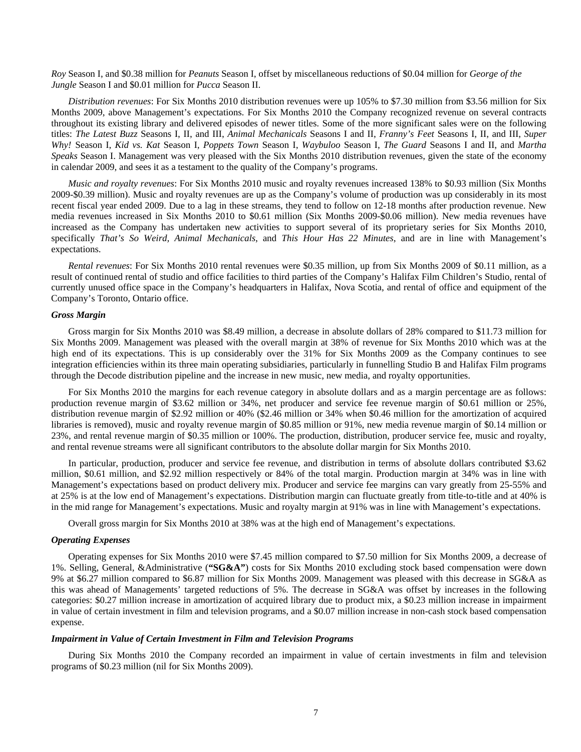*Roy* Season I, and $0.38 million for *Peanuts* Season I, offset by miscellaneous reductions of $0.04 million for *George of the Jungle* Season I and $0.01 million for *Pucca* Season II.

*Distribution revenues*: For Six Months 2010 distribution revenues were up 105% to $7.30 million from $3.56 million for Six Months 2009, above Management's expectations. For Six Months 2010 the Company recognized revenue on several contracts throughout its existing library and delivered episodes of newer titles. Some of the more significant sales were on the following titles: *The Latest Buzz* Seasons I, II, and III, *Animal Mechanicals* Seasons I and II, *Franny's Feet* Seasons I, II, and III, *Super Why!* Season I, *Kid vs. Kat* Season I, *Poppets Town* Season I, *Waybuloo* Season I, *The Guard* Seasons I and II, and *Martha Speaks* Season I. Management was very pleased with the Six Months 2010 distribution revenues, given the state of the economy in calendar 2009, and sees it as a testament to the quality of the Company's programs.

*Music and royalty revenues*: For Six Months 2010 music and royalty revenues increased 138% to $0.93 million (Six Months 2009-$0.39 million). Music and royalty revenues are up as the Company's volume of production was up considerably in its most recent fiscal year ended 2009. Due to a lag in these streams, they tend to follow on 12-18 months after production revenue. New media revenues increased in Six Months 2010 to $0.61 million (Six Months 2009-$0.06 million). New media revenues have increased as the Company has undertaken new activities to support several of its proprietary series for Six Months 2010, specifically *That's So Weird, Animal Mechanicals*, and *This Hour Has 22 Minutes*, and are in line with Management's expectations.

*Rental revenues*: For Six Months 2010 rental revenues were $0.35 million, up from Six Months 2009 of $0.11 million, as a result of continued rental of studio and office facilities to third parties of the Company's Halifax Film Children's Studio, rental of currently unused office space in the Company's headquarters in Halifax, Nova Scotia, and rental of office and equipment of the Company's Toronto, Ontario office.

### *Gross Margin*

Gross margin for Six Months 2010 was $8.49 million, a decrease in absolute dollars of 28% compared to $11.73 million for Six Months 2009. Management was pleased with the overall margin at 38% of revenue for Six Months 2010 which was at the high end of its expectations. This is up considerably over the 31% for Six Months 2009 as the Company continues to see integration efficiencies within its three main operating subsidiaries, particularly in funnelling Studio B and Halifax Film programs through the Decode distribution pipeline and the increase in new music, new media, and royalty opportunities.

For Six Months 2010 the margins for each revenue category in absolute dollars and as a margin percentage are as follows: production revenue margin of $3.62 million or 34%, net producer and service fee revenue margin of $0.61 million or 25%, distribution revenue margin of $2.92 million or 40% ($2.46 million or 34% when $0.46 million for the amortization of acquired libraries is removed), music and royalty revenue margin of $0.85 million or 91%, new media revenue margin of $0.14 million or 23%, and rental revenue margin of $0.35 million or 100%. The production, distribution, producer service fee, music and royalty, and rental revenue streams were all significant contributors to the absolute dollar margin for Six Months 2010.

In particular, production, producer and service fee revenue, and distribution in terms of absolute dollars contributed $3.62 million, $0.61 million, and $2.92 million respectively or 84% of the total margin. Production margin at 34% was in line with Management's expectations based on product delivery mix. Producer and service fee margins can vary greatly from 25-55% and at 25% is at the low end of Management's expectations. Distribution margin can fluctuate greatly from title-to-title and at 40% is in the mid range for Management's expectations. Music and royalty margin at 91% was in line with Management's expectations.

Overall gross margin for Six Months 2010 at 38% was at the high end of Management's expectations.

### *Operating Expenses*

Operating expenses for Six Months 2010 were $7.45 million compared to $7.50 million for Six Months 2009, a decrease of 1%. Selling, General, &Administrative (**"SG&A"**) costs for Six Months 2010 excluding stock based compensation were down 9% at $6.27 million compared to $6.87 million for Six Months 2009. Management was pleased with this decrease in SG&A as this was ahead of Managements' targeted reductions of 5%. The decrease in SG&A was offset by increases in the following categories: $0.27 million increase in amortization of acquired library due to product mix, a $0.23 million increase in impairment in value of certain investment in film and television programs, and a $0.07 million increase in non-cash stock based compensation expense.

### *Impairment in Value of Certain Investment in Film and Television Programs*

During Six Months 2010 the Company recorded an impairment in value of certain investments in film and television programs of $0.23 million (nil for Six Months 2009).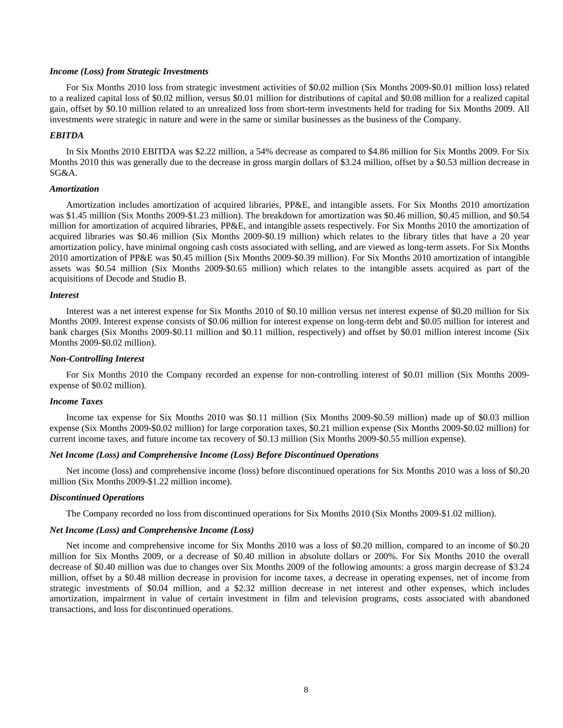***Income (Loss) from Strategic Investments***

For Six Months 2010 loss from strategic investment activities of \$0.02 million (Six Months 2009-\$0.01 million loss) related to a realized capital loss of \$0.02 million, versus \$0.01 million for distributions of capital and \$0.08 million for a realized capital gain, offset by \$0.10 million related to an unrealized loss from short-term investments held for trading for Six Months 2009. All investments were strategic in nature and were in the same or similar businesses as the business of the Company.

***EBITDA***

In Six Months 2010 EBITDA was \$2.22 million, a 54% decrease as compared to \$4.86 million for Six Months 2009. For Six Months 2010 this was generally due to the decrease in gross margin dollars of \$3.24 million, offset by a \$0.53 million decrease in SG&A.

***Amortization***

Amortization includes amortization of acquired libraries, PP&E, and intangible assets. For Six Months 2010 amortization was \$1.45 million (Six Months 2009-\$1.23 million). The breakdown for amortization was \$0.46 million, \$0.45 million, and \$0.54 million for amortization of acquired libraries, PP&E, and intangible assets respectively. For Six Months 2010 the amortization of acquired libraries was \$0.46 million (Six Months 2009-\$0.19 million) which relates to the library titles that have a 20 year amortization policy, have minimal ongoing cash costs associated with selling, and are viewed as long-term assets. For Six Months 2010 amortization of PP&E was \$0.45 million (Six Months 2009-\$0.39 million). For Six Months 2010 amortization of intangible assets was \$0.54 million (Six Months 2009-\$0.65 million) which relates to the intangible assets acquired as part of the acquisitions of Decode and Studio B.

***Interest***

Interest was a net interest expense for Six Months 2010 of \$0.10 million versus net interest expense of \$0.20 million for Six Months 2009. Interest expense consists of \$0.06 million for interest expense on long-term debt and \$0.05 million for interest and bank charges (Six Months 2009-\$0.11 million and \$0.11 million, respectively) and offset by \$0.01 million interest income (Six Months 2009-\$0.02 million).

***Non-Controlling Interest***

For Six Months 2010 the Company recorded an expense for non-controlling interest of \$0.01 million (Six Months 2009-expense of \$0.02 million).

***Income Taxes***

Income tax expense for Six Months 2010 was \$0.11 million (Six Months 2009-\$0.59 million) made up of \$0.03 million expense (Six Months 2009-\$0.02 million) for large corporation taxes, \$0.21 million expense (Six Months 2009-\$0.02 million) for current income taxes, and future income tax recovery of \$0.13 million (Six Months 2009-\$0.55 million expense).

***Net Income (Loss) and Comprehensive Income (Loss) Before Discontinued Operations***

Net income (loss) and comprehensive income (loss) before discontinued operations for Six Months 2010 was a loss of \$0.20 million (Six Months 2009-\$1.22 million income).

***Discontinued Operations***

The Company recorded no loss from discontinued operations for Six Months 2010 (Six Months 2009-\$1.02 million).

***Net Income (Loss) and Comprehensive Income (Loss)***

Net income and comprehensive income for Six Months 2010 was a loss of \$0.20 million, compared to an income of \$0.20 million for Six Months 2009, or a decrease of \$0.40 million in absolute dollars or 200%. For Six Months 2010 the overall decrease of \$0.40 million was due to changes over Six Months 2009 of the following amounts: a gross margin decrease of \$3.24 million, offset by a \$0.48 million decrease in provision for income taxes, a decrease in operating expenses, net of income from strategic investments of \$0.04 million, and a \$2.32 million decrease in net interest and other expenses, which includes amortization, impairment in value of certain investment in film and television programs, costs associated with abandoned transactions, and loss for discontinued operations.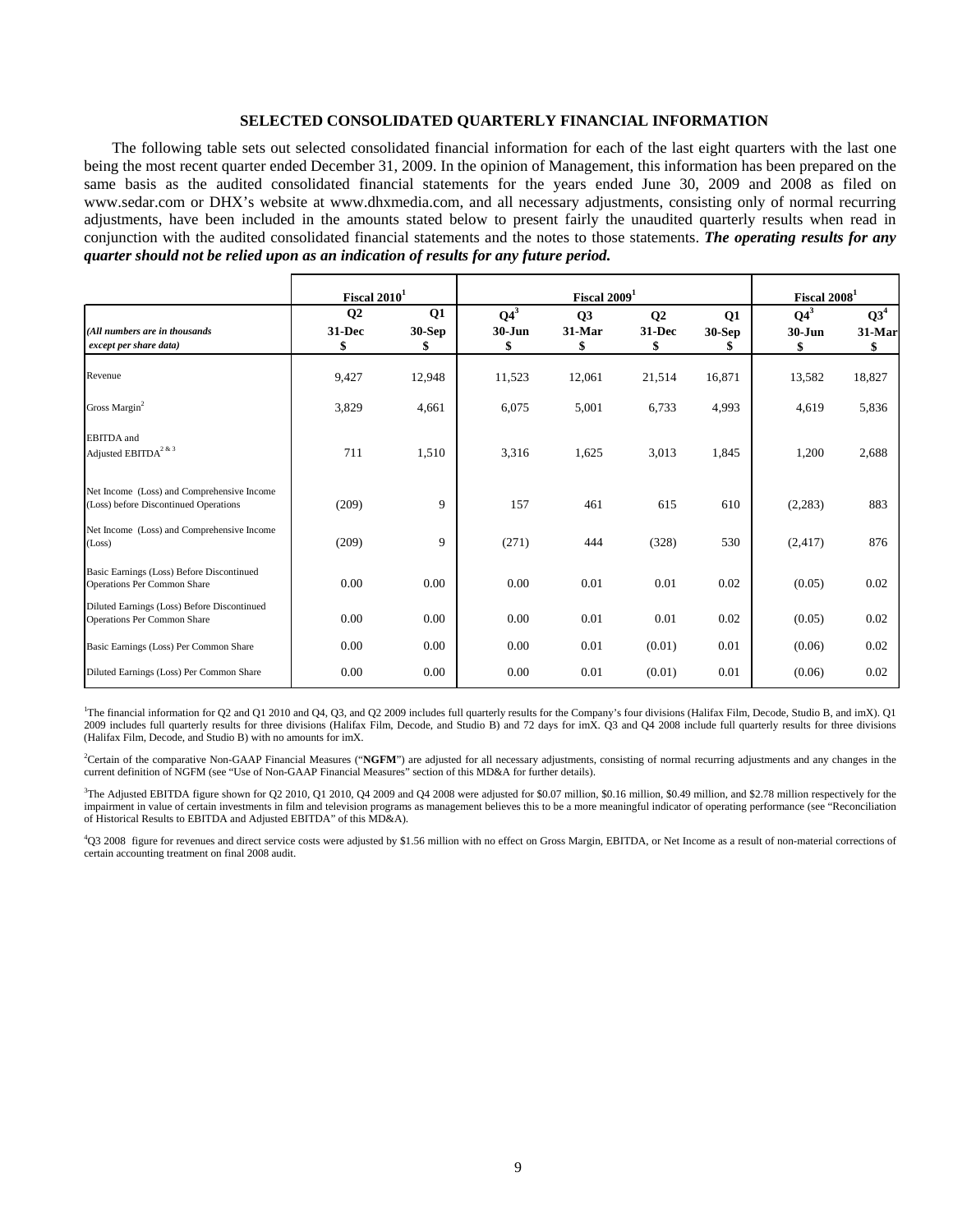## SELECTED CONSOLIDATED QUARTERLY FINANCIAL INFORMATION

The following table sets out selected consolidated financial information for each of the last eight quarters with the last one being the most recent quarter ended December 31, 2009. In the opinion of Management, this information has been prepared on the same basis as the audited consolidated financial statements for the years ended June 30, 2009 and 2008 as filed on www.sedar.com or DHX's website at www.dhxmedia.com, and all necessary adjustments, consisting only of normal recurring adjustments, have been included in the amounts stated below to present fairly the unaudited quarterly results when read in conjunction with the audited consolidated financial statements and the notes to those statements. ***The operating results for any quarter should not be relied upon as an indication of results for any future period.***

| | Fiscal 2010[1] | | Fiscal 2009[1] | | | | Fiscal 2008[1] | |
|---|---|---|---|---|---|---|---|---|
| *(All numbers are in thousands except per share data)* | **Q2 31-Dec $** | **Q1 30-Sep $** | **Q4[3] 30-Jun $** | **Q3 31-Mar $** | **Q2 31-Dec $** | **Q1 30-Sep $** | **Q4[3] 30-Jun $** | **Q3[4] 31-Mar $** |
| Revenue | 9,427 | 12,948 | 11,523 | 12,061 | 21,514 | 16,871 | 13,582 | 18,827 |
| Gross Margin[2] | 3,829 | 4,661 | 6,075 | 5,001 | 6,733 | 4,993 | 4,619 | 5,836 |
| EBITDA and Adjusted EBITDA[2 & 3] | 711 | 1,510 | 3,316 | 1,625 | 3,013 | 1,845 | 1,200 | 2,688 |
| Net Income (Loss) and Comprehensive Income (Loss) before Discontinued Operations | (209) | 9 | 157 | 461 | 615 | 610 | (2,283) | 883 |
| Net Income (Loss) and Comprehensive Income (Loss) | (209) | 9 | (271) | 444 | (328) | 530 | (2,417) | 876 |
| Basic Earnings (Loss) Before Discontinued Operations Per Common Share | 0.00 | 0.00 | 0.00 | 0.01 | 0.01 | 0.02 | (0.05) | 0.02 |
| Diluted Earnings (Loss) Before Discontinued Operations Per Common Share | 0.00 | 0.00 | 0.00 | 0.01 | 0.01 | 0.02 | (0.05) | 0.02 |
| Basic Earnings (Loss) Per Common Share | 0.00 | 0.00 | 0.00 | 0.01 | (0.01) | 0.01 | (0.06) | 0.02 |
| Diluted Earnings (Loss) Per Common Share | 0.00 | 0.00 | 0.00 | 0.01 | (0.01) | 0.01 | (0.06) | 0.02 |

[1]The financial information for Q2 and Q1 2010 and Q4, Q3, and Q2 2009 includes full quarterly results for the Company's four divisions (Halifax Film, Decode, Studio B, and imX). Q1 2009 includes full quarterly results for three divisions (Halifax Film, Decode, and Studio B) and 72 days for imX. Q3 and Q4 2008 include full quarterly results for three divisions (Halifax Film, Decode, and Studio B) with no amounts for imX.

[2]Certain of the comparative Non-GAAP Financial Measures ("**NGFM**") are adjusted for all necessary adjustments, consisting of normal recurring adjustments and any changes in the current definition of NGFM (see "Use of Non-GAAP Financial Measures" section of this MD&A for further details).

[3]The Adjusted EBITDA figure shown for Q2 2010, Q1 2010, Q4 2009 and Q4 2008 were adjusted for $0.07 million, $0.16 million, $0.49 million, and $2.78 million respectively for the impairment in value of certain investments in film and television programs as management believes this to be a more meaningful indicator of operating performance (see "Reconciliation of Historical Results to EBITDA and Adjusted EBITDA" of this MD&A).

[4]Q3 2008 figure for revenues and direct service costs were adjusted by $1.56 million with no effect on Gross Margin, EBITDA, or Net Income as a result of non-material corrections of certain accounting treatment on final 2008 audit.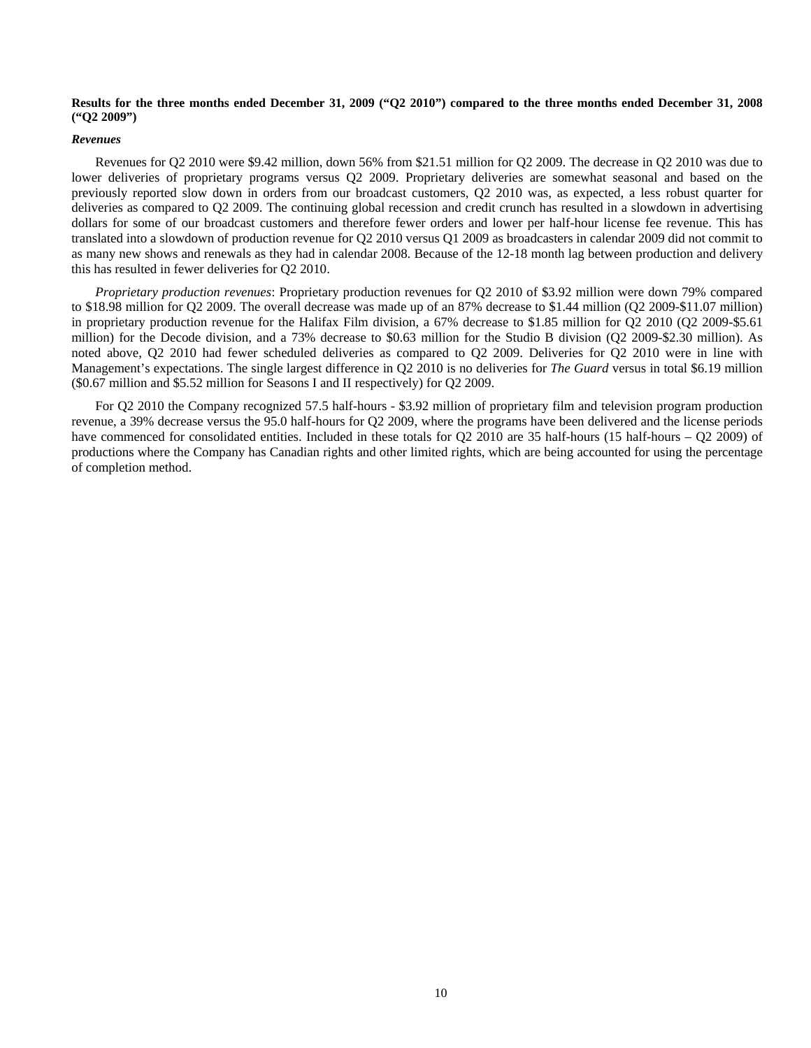**Results for the three months ended December 31, 2009 ("Q2 2010") compared to the three months ended December 31, 2008 ("Q2 2009")**

***Revenues***

Revenues for Q2 2010 were $9.42 million, down 56% from $21.51 million for Q2 2009. The decrease in Q2 2010 was due to lower deliveries of proprietary programs versus Q2 2009. Proprietary deliveries are somewhat seasonal and based on the previously reported slow down in orders from our broadcast customers, Q2 2010 was, as expected, a less robust quarter for deliveries as compared to Q2 2009. The continuing global recession and credit crunch has resulted in a slowdown in advertising dollars for some of our broadcast customers and therefore fewer orders and lower per half-hour license fee revenue. This has translated into a slowdown of production revenue for Q2 2010 versus Q1 2009 as broadcasters in calendar 2009 did not commit to as many new shows and renewals as they had in calendar 2008. Because of the 12-18 month lag between production and delivery this has resulted in fewer deliveries for Q2 2010.

*Proprietary production revenues*: Proprietary production revenues for Q2 2010 of $3.92 million were down 79% compared to $18.98 million for Q2 2009. The overall decrease was made up of an 87% decrease to $1.44 million (Q2 2009-$11.07 million) in proprietary production revenue for the Halifax Film division, a 67% decrease to $1.85 million for Q2 2010 (Q2 2009-$5.61 million) for the Decode division, and a 73% decrease to $0.63 million for the Studio B division (Q2 2009-$2.30 million). As noted above, Q2 2010 had fewer scheduled deliveries as compared to Q2 2009. Deliveries for Q2 2010 were in line with Management's expectations. The single largest difference in Q2 2010 is no deliveries for *The Guard* versus in total $6.19 million ($0.67 million and $5.52 million for Seasons I and II respectively) for Q2 2009.

For Q2 2010 the Company recognized 57.5 half-hours - $3.92 million of proprietary film and television program production revenue, a 39% decrease versus the 95.0 half-hours for Q2 2009, where the programs have been delivered and the license periods have commenced for consolidated entities. Included in these totals for Q2 2010 are 35 half-hours (15 half-hours – Q2 2009) of productions where the Company has Canadian rights and other limited rights, which are being accounted for using the percentage of completion method.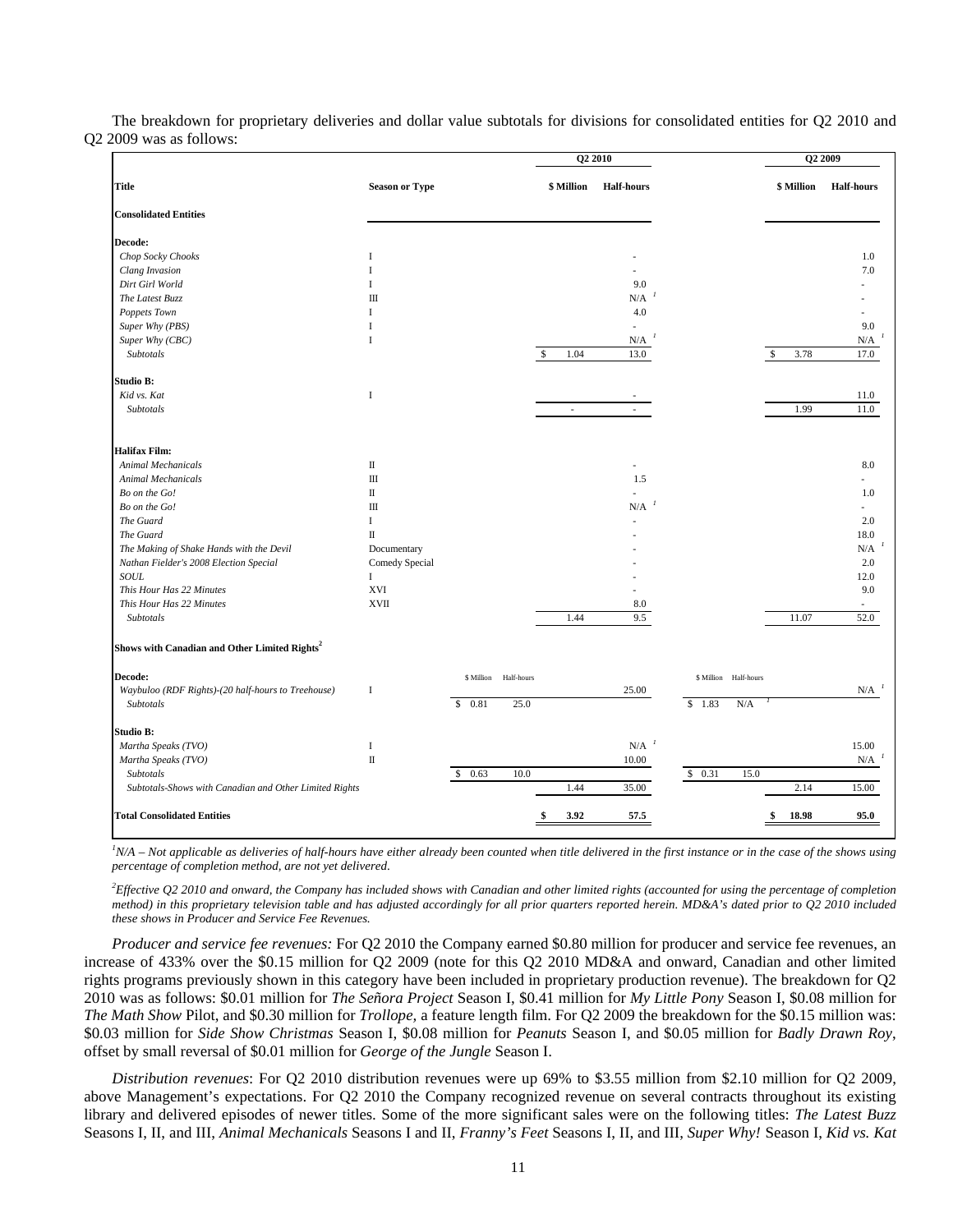The breakdown for proprietary deliveries and dollar value subtotals for divisions for consolidated entities for Q2 2010 and Q2 2009 was as follows:

| Title | Season or Type | | | Q2 2010 | | | | Q2 2009 | |
|---|---|---|---|---|---|---|---|---|---|
| | | | | **$ Million** | **Half-hours** | | | **$ Million** | **Half-hours** |
| **Consolidated Entities** | | | | | | | | | |
| **Decode:** | | | | | | | | | |
| *Chop Socky Chooks* | I | | | | - | | | | 1.0 |
| *Clang Invasion* | I | | | | - | | | | 7.0 |
| *Dirt Girl World* | I | | | | 9.0 | | | | - |
| *The Latest Buzz* | III | | | | N/A [1] | | | | - |
| *Poppets Town* | I | | | | 4.0 | | | | - |
| *Super Why (PBS)* | I | | | | - | | | | 9.0 |
| *Super Why (CBC)* | I | | | | N/A [1] | | | | N/A [1] |
| *Subtotals* | | | | $ 1.04 | 13.0 | | | $ 3.78 | 17.0 |
| **Studio B:** | | | | | | | | | |
| *Kid vs. Kat* | I | | | | - | | | | 11.0 |
| *Subtotals* | | | | - | - | | | 1.99 | 11.0 |
| **Halifax Film:** | | | | | | | | | |
| *Animal Mechanicals* | II | | | | - | | | | 8.0 |
| *Animal Mechanicals* | III | | | | 1.5 | | | | - |
| *Bo on the Go!* | II | | | | - | | | | 1.0 |
| *Bo on the Go!* | III | | | | N/A [1] | | | | - |
| *The Guard* | I | | | | - | | | | 2.0 |
| *The Guard* | II | | | | - | | | | 18.0 |
| *The Making of Shake Hands with the Devil* | Documentary | | | | - | | | | N/A [1] |
| *Nathan Fielder's 2008 Election Special* | Comedy Special | | | | - | | | | 2.0 |
| *SOUL* | I | | | | - | | | | 12.0 |
| *This Hour Has 22 Minutes* | XVI | | | | - | | | | 9.0 |
| *This Hour Has 22 Minutes* | XVII | | | | 8.0 | | | | - |
| *Subtotals* | | | | 1.44 | 9.5 | | | 11.07 | 52.0 |
| **Shows with Canadian and Other Limited Rights[2]** | | | | | | | | | |
| **Decode:** | | $ Million | Half-hours | | | $ Million | Half-hours | | |
| *Waybuloo (RDF Rights)-(20 half-hours to Treehouse)* | I | | | | 25.00 | | | | N/A [1] |
| *Subtotals* | | $ 0.81 | 25.0 | | | $ 1.83 | N/A [1] | | |
| **Studio B:** | | | | | | | | | |
| *Martha Speaks (TVO)* | I | | | | N/A [1] | | | | 15.00 |
| *Martha Speaks (TVO)* | II | | | | 10.00 | | | | N/A [1] |
| *Subtotals* | | $ 0.63 | 10.0 | | | $ 0.31 | 15.0 | | |
| *Subtotals-Shows with Canadian and Other Limited Rights* | | | | 1.44 | 35.00 | | | 2.14 | 15.00 |
| **Total Consolidated Entities** | | | | **$ 3.92** | **57.5** | | | **$ 18.98** | **95.0** |

[1]*N/A – Not applicable as deliveries of half-hours have either already been counted when title delivered in the first instance or in the case of the shows using percentage of completion method, are not yet delivered.*

[2]*Effective Q2 2010 and onward, the Company has included shows with Canadian and other limited rights (accounted for using the percentage of completion method) in this proprietary television table and has adjusted accordingly for all prior quarters reported herein. MD&A's dated prior to Q2 2010 included these shows in Producer and Service Fee Revenues.*

*Producer and service fee revenues:* For Q2 2010 the Company earned $0.80 million for producer and service fee revenues, an increase of 433% over the $0.15 million for Q2 2009 (note for this Q2 2010 MD&A and onward, Canadian and other limited rights programs previously shown in this category have been included in proprietary production revenue). The breakdown for Q2 2010 was as follows: $0.01 million for *The Señora Project* Season I, $0.41 million for *My Little Pony* Season I, $0.08 million for *The Math Show* Pilot, and $0.30 million for *Trollope*, a feature length film. For Q2 2009 the breakdown for the $0.15 million was: $0.03 million for *Side Show Christmas* Season I, $0.08 million for *Peanuts* Season I, and $0.05 million for *Badly Drawn Roy*, offset by small reversal of $0.01 million for *George of the Jungle* Season I.

*Distribution revenues*: For Q2 2010 distribution revenues were up 69% to $3.55 million from $2.10 million for Q2 2009, above Management's expectations. For Q2 2010 the Company recognized revenue on several contracts throughout its existing library and delivered episodes of newer titles. Some of the more significant sales were on the following titles: *The Latest Buzz* Seasons I, II, and III, *Animal Mechanicals* Seasons I and II, *Franny's Feet* Seasons I, II, and III, *Super Why!* Season I, *Kid vs. Kat*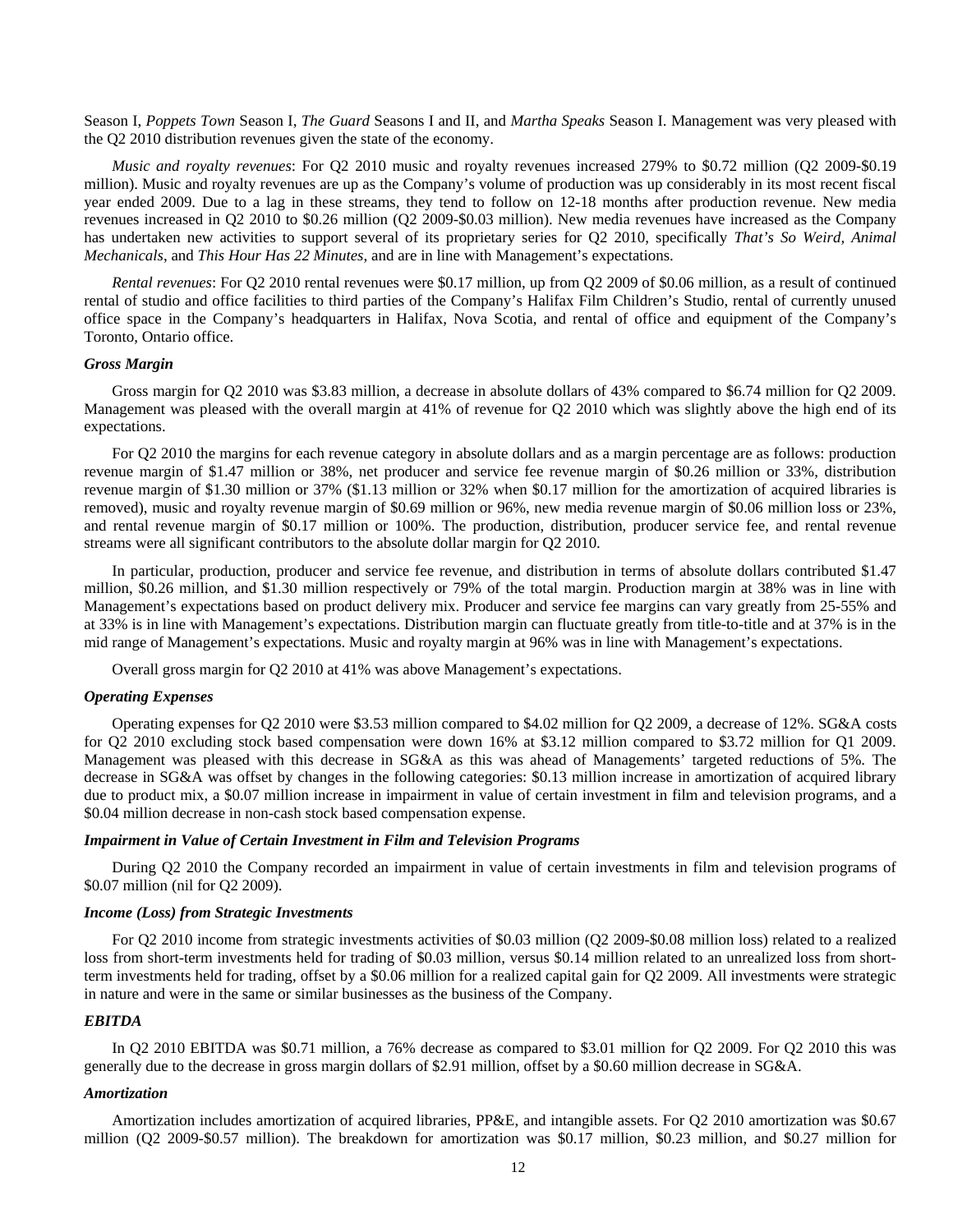Season I, *Poppets Town* Season I, *The Guard* Seasons I and II, and *Martha Speaks* Season I. Management was very pleased with the Q2 2010 distribution revenues given the state of the economy.

*Music and royalty revenues*: For Q2 2010 music and royalty revenues increased 279% to $0.72 million (Q2 2009-$0.19 million). Music and royalty revenues are up as the Company's volume of production was up considerably in its most recent fiscal year ended 2009. Due to a lag in these streams, they tend to follow on 12-18 months after production revenue. New media revenues increased in Q2 2010 to $0.26 million (Q2 2009-$0.03 million). New media revenues have increased as the Company has undertaken new activities to support several of its proprietary series for Q2 2010, specifically *That's So Weird*, *Animal Mechanicals*, and *This Hour Has 22 Minutes*, and are in line with Management's expectations.

*Rental revenues*: For Q2 2010 rental revenues were $0.17 million, up from Q2 2009 of $0.06 million, as a result of continued rental of studio and office facilities to third parties of the Company's Halifax Film Children's Studio, rental of currently unused office space in the Company's headquarters in Halifax, Nova Scotia, and rental of office and equipment of the Company's Toronto, Ontario office.

### *Gross Margin*

Gross margin for Q2 2010 was $3.83 million, a decrease in absolute dollars of 43% compared to $6.74 million for Q2 2009. Management was pleased with the overall margin at 41% of revenue for Q2 2010 which was slightly above the high end of its expectations.

For Q2 2010 the margins for each revenue category in absolute dollars and as a margin percentage are as follows: production revenue margin of $1.47 million or 38%, net producer and service fee revenue margin of $0.26 million or 33%, distribution revenue margin of $1.30 million or 37% ($1.13 million or 32% when $0.17 million for the amortization of acquired libraries is removed), music and royalty revenue margin of $0.69 million or 96%, new media revenue margin of $0.06 million loss or 23%, and rental revenue margin of $0.17 million or 100%. The production, distribution, producer service fee, and rental revenue streams were all significant contributors to the absolute dollar margin for Q2 2010.

In particular, production, producer and service fee revenue, and distribution in terms of absolute dollars contributed $1.47 million, $0.26 million, and $1.30 million respectively or 79% of the total margin. Production margin at 38% was in line with Management's expectations based on product delivery mix. Producer and service fee margins can vary greatly from 25-55% and at 33% is in line with Management's expectations. Distribution margin can fluctuate greatly from title-to-title and at 37% is in the mid range of Management's expectations. Music and royalty margin at 96% was in line with Management's expectations.

Overall gross margin for Q2 2010 at 41% was above Management's expectations.

### *Operating Expenses*

Operating expenses for Q2 2010 were $3.53 million compared to $4.02 million for Q2 2009, a decrease of 12%. SG&A costs for Q2 2010 excluding stock based compensation were down 16% at $3.12 million compared to $3.72 million for Q1 2009. Management was pleased with this decrease in SG&A as this was ahead of Managements' targeted reductions of 5%. The decrease in SG&A was offset by changes in the following categories: $0.13 million increase in amortization of acquired library due to product mix, a $0.07 million increase in impairment in value of certain investment in film and television programs, and a $0.04 million decrease in non-cash stock based compensation expense.

### *Impairment in Value of Certain Investment in Film and Television Programs*

During Q2 2010 the Company recorded an impairment in value of certain investments in film and television programs of $0.07 million (nil for Q2 2009).

### *Income (Loss) from Strategic Investments*

For Q2 2010 income from strategic investments activities of $0.03 million (Q2 2009-$0.08 million loss) related to a realized loss from short-term investments held for trading of $0.03 million, versus $0.14 million related to an unrealized loss from short-term investments held for trading, offset by a $0.06 million for a realized capital gain for Q2 2009. All investments were strategic in nature and were in the same or similar businesses as the business of the Company.

### *EBITDA*

In Q2 2010 EBITDA was $0.71 million, a 76% decrease as compared to $3.01 million for Q2 2009. For Q2 2010 this was generally due to the decrease in gross margin dollars of $2.91 million, offset by a $0.60 million decrease in SG&A.

### *Amortization*

Amortization includes amortization of acquired libraries, PP&E, and intangible assets. For Q2 2010 amortization was $0.67 million (Q2 2009-$0.57 million). The breakdown for amortization was $0.17 million, $0.23 million, and $0.27 million for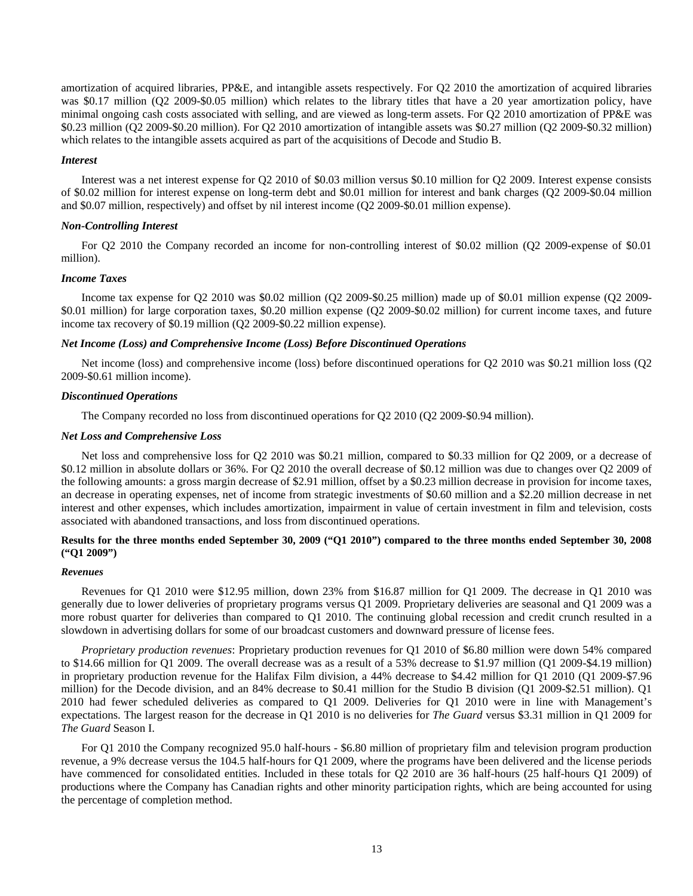amortization of acquired libraries, PP&E, and intangible assets respectively. For Q2 2010 the amortization of acquired libraries was $0.17 million (Q2 2009-$0.05 million) which relates to the library titles that have a 20 year amortization policy, have minimal ongoing cash costs associated with selling, and are viewed as long-term assets. For Q2 2010 amortization of PP&E was $0.23 million (Q2 2009-$0.20 million). For Q2 2010 amortization of intangible assets was $0.27 million (Q2 2009-$0.32 million) which relates to the intangible assets acquired as part of the acquisitions of Decode and Studio B.

***Interest***

Interest was a net interest expense for Q2 2010 of $0.03 million versus $0.10 million for Q2 2009. Interest expense consists of $0.02 million for interest expense on long-term debt and $0.01 million for interest and bank charges (Q2 2009-$0.04 million and $0.07 million, respectively) and offset by nil interest income (Q2 2009-$0.01 million expense).

***Non-Controlling Interest***

For Q2 2010 the Company recorded an income for non-controlling interest of $0.02 million (Q2 2009-expense of $0.01 million).

***Income Taxes***

Income tax expense for Q2 2010 was $0.02 million (Q2 2009-$0.25 million) made up of $0.01 million expense (Q2 2009-$0.01 million) for large corporation taxes, $0.20 million expense (Q2 2009-$0.02 million) for current income taxes, and future income tax recovery of $0.19 million (Q2 2009-$0.22 million expense).

***Net Income (Loss) and Comprehensive Income (Loss) Before Discontinued Operations***

Net income (loss) and comprehensive income (loss) before discontinued operations for Q2 2010 was $0.21 million loss (Q2 2009-$0.61 million income).

***Discontinued Operations***

The Company recorded no loss from discontinued operations for Q2 2010 (Q2 2009-$0.94 million).

***Net Loss and Comprehensive Loss***

Net loss and comprehensive loss for Q2 2010 was $0.21 million, compared to $0.33 million for Q2 2009, or a decrease of $0.12 million in absolute dollars or 36%. For Q2 2010 the overall decrease of $0.12 million was due to changes over Q2 2009 of the following amounts: a gross margin decrease of $2.91 million, offset by a $0.23 million decrease in provision for income taxes, an decrease in operating expenses, net of income from strategic investments of $0.60 million and a $2.20 million decrease in net interest and other expenses, which includes amortization, impairment in value of certain investment in film and television, costs associated with abandoned transactions, and loss from discontinued operations.

**Results for the three months ended September 30, 2009 ("Q1 2010") compared to the three months ended September 30, 2008 ("Q1 2009")**

***Revenues***

Revenues for Q1 2010 were $12.95 million, down 23% from $16.87 million for Q1 2009. The decrease in Q1 2010 was generally due to lower deliveries of proprietary programs versus Q1 2009. Proprietary deliveries are seasonal and Q1 2009 was a more robust quarter for deliveries than compared to Q1 2010. The continuing global recession and credit crunch resulted in a slowdown in advertising dollars for some of our broadcast customers and downward pressure of license fees.

*Proprietary production revenues*: Proprietary production revenues for Q1 2010 of $6.80 million were down 54% compared to $14.66 million for Q1 2009. The overall decrease was as a result of a 53% decrease to $1.97 million (Q1 2009-$4.19 million) in proprietary production revenue for the Halifax Film division, a 44% decrease to $4.42 million for Q1 2010 (Q1 2009-$7.96 million) for the Decode division, and an 84% decrease to $0.41 million for the Studio B division (Q1 2009-$2.51 million). Q1 2010 had fewer scheduled deliveries as compared to Q1 2009. Deliveries for Q1 2010 were in line with Management's expectations. The largest reason for the decrease in Q1 2010 is no deliveries for *The Guard* versus $3.31 million in Q1 2009 for *The Guard* Season I.

For Q1 2010 the Company recognized 95.0 half-hours - $6.80 million of proprietary film and television program production revenue, a 9% decrease versus the 104.5 half-hours for Q1 2009, where the programs have been delivered and the license periods have commenced for consolidated entities. Included in these totals for Q2 2010 are 36 half-hours (25 half-hours Q1 2009) of productions where the Company has Canadian rights and other minority participation rights, which are being accounted for using the percentage of completion method.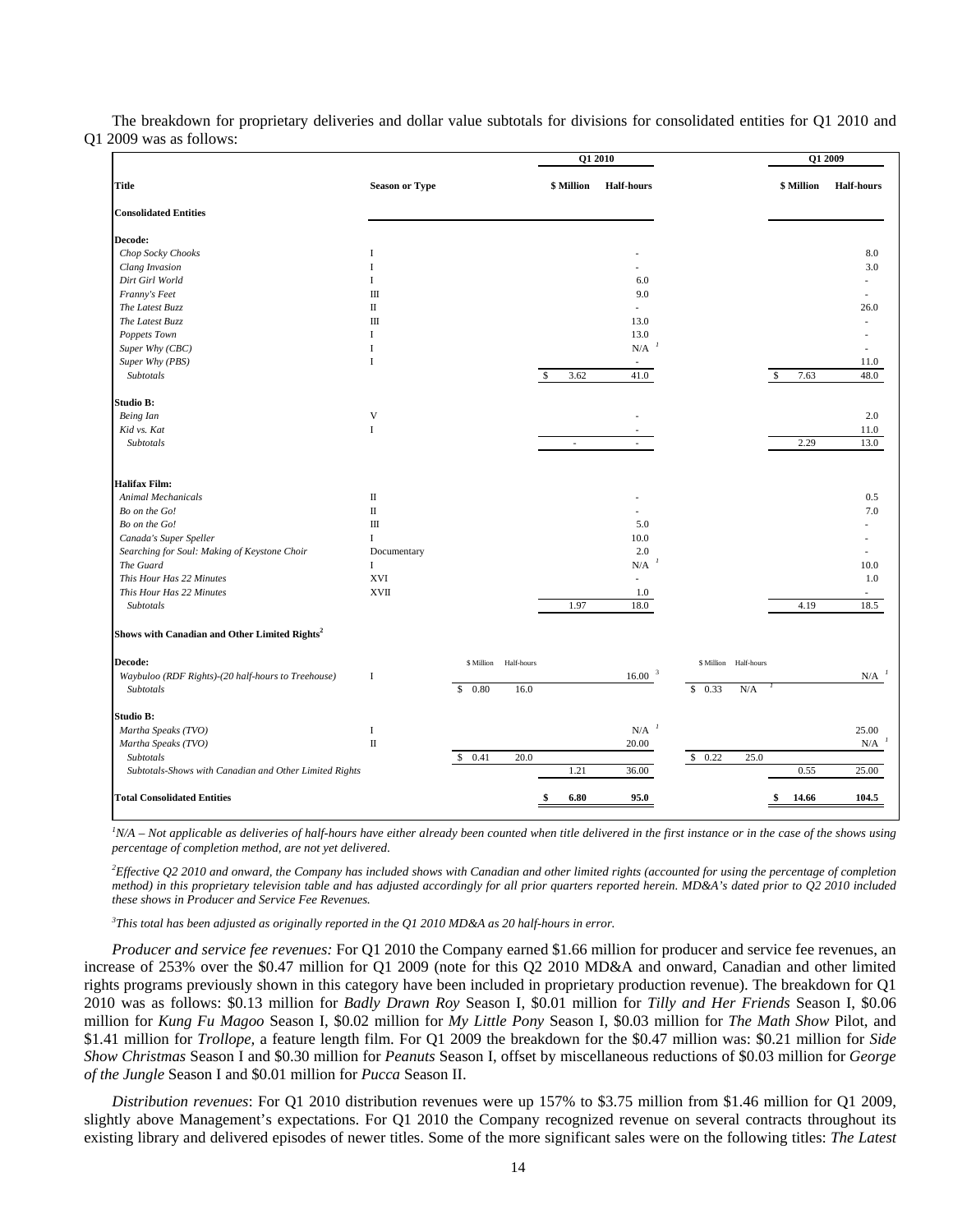The breakdown for proprietary deliveries and dollar value subtotals for divisions for consolidated entities for Q1 2010 and Q1 2009 was as follows:

| Title | Season or Type | | | Q1 2010 | | | | Q1 2009 | |
|---|---|---|---|---|---|---|---|---|---|
| | | | | $ Million | Half-hours | | | $ Million | Half-hours |
| **Consolidated Entities** | | | | | | | | | |
| **Decode:** | | | | | | | | | |
| *Chop Socky Chooks* | I | | | | - | | | | 8.0 |
| *Clang Invasion* | I | | | | - | | | | 3.0 |
| *Dirt Girl World* | I | | | | 6.0 | | | | - |
| *Franny's Feet* | III | | | | 9.0 | | | | - |
| *The Latest Buzz* | II | | | | - | | | | 26.0 |
| *The Latest Buzz* | III | | | | 13.0 | | | | - |
| *Poppets Town* | I | | | | 13.0 | | | | - |
| *Super Why (CBC)* | I | | | | N/A [1] | | | | - |
| *Super Why (PBS)* | I | | | | - | | | | 11.0 |
| *Subtotals* | | | | $ 3.62 | 41.0 | | | $ 7.63 | 48.0 |
| **Studio B:** | | | | | | | | | |
| *Being Ian* | V | | | | - | | | | 2.0 |
| *Kid vs. Kat* | I | | | | - | | | | 11.0 |
| *Subtotals* | | | | - | - | | | 2.29 | 13.0 |
| **Halifax Film:** | | | | | | | | | |
| *Animal Mechanicals* | II | | | | - | | | | 0.5 |
| *Bo on the Go!* | II | | | | - | | | | 7.0 |
| *Bo on the Go!* | III | | | | 5.0 | | | | - |
| *Canada's Super Speller* | I | | | | 10.0 | | | | - |
| *Searching for Soul: Making of Keystone Choir* | Documentary | | | | 2.0 | | | | - |
| *The Guard* | I | | | | N/A [1] | | | | 10.0 |
| *This Hour Has 22 Minutes* | XVI | | | | - | | | | 1.0 |
| *This Hour Has 22 Minutes* | XVII | | | | 1.0 | | | | - |
| *Subtotals* | | | | 1.97 | 18.0 | | | 4.19 | 18.5 |
| **Shows with Canadian and Other Limited Rights[2]** | | | | | | | | | |
| **Decode:** | | $ Million | Half-hours | | | $ Million | Half-hours | | |
| *Waybuloo (RDF Rights)-(20 half-hours to Treehouse)* | I | | | | 16.00 [3] | | | | N/A [1] |
| *Subtotals* | | $ 0.80 | 16.0 | | | $ 0.33 | N/A [1] | | |
| **Studio B:** | | | | | | | | | |
| *Martha Speaks (TVO)* | I | | | | N/A [1] | | | | 25.00 |
| *Martha Speaks (TVO)* | II | | | | 20.00 | | | | N/A [1] |
| *Subtotals* | | $ 0.41 | 20.0 | | | $ 0.22 | 25.0 | | |
| *Subtotals-Shows with Canadian and Other Limited Rights* | | | | 1.21 | 36.00 | | | 0.55 | 25.00 |
| **Total Consolidated Entities** | | | | **$ 6.80** | **95.0** | | | **$ 14.66** | **104.5** |

[1]*N/A – Not applicable as deliveries of half-hours have either already been counted when title delivered in the first instance or in the case of the shows using percentage of completion method, are not yet delivered.*

[2]*Effective Q2 2010 and onward, the Company has included shows with Canadian and other limited rights (accounted for using the percentage of completion method) in this proprietary television table and has adjusted accordingly for all prior quarters reported herein. MD&A's dated prior to Q2 2010 included these shows in Producer and Service Fee Revenues.*

[3]*This total has been adjusted as originally reported in the Q1 2010 MD&A as 20 half-hours in error.*

*Producer and service fee revenues:* For Q1 2010 the Company earned $1.66 million for producer and service fee revenues, an increase of 253% over the $0.47 million for Q1 2009 (note for this Q2 2010 MD&A and onward, Canadian and other limited rights programs previously shown in this category have been included in proprietary production revenue). The breakdown for Q1 2010 was as follows: $0.13 million for *Badly Drawn Roy* Season I, $0.01 million for *Tilly and Her Friends* Season I, $0.06 million for *Kung Fu Magoo* Season I, $0.02 million for *My Little Pony* Season I, $0.03 million for *The Math Show* Pilot, and $1.41 million for *Trollope*, a feature length film. For Q1 2009 the breakdown for the $0.47 million was: $0.21 million for *Side Show Christmas* Season I and $0.30 million for *Peanuts* Season I, offset by miscellaneous reductions of $0.03 million for *George of the Jungle* Season I and $0.01 million for *Pucca* Season II.

*Distribution revenues*: For Q1 2010 distribution revenues were up 157% to $3.75 million from $1.46 million for Q1 2009, slightly above Management's expectations. For Q1 2010 the Company recognized revenue on several contracts throughout its existing library and delivered episodes of newer titles. Some of the more significant sales were on the following titles: *The Latest*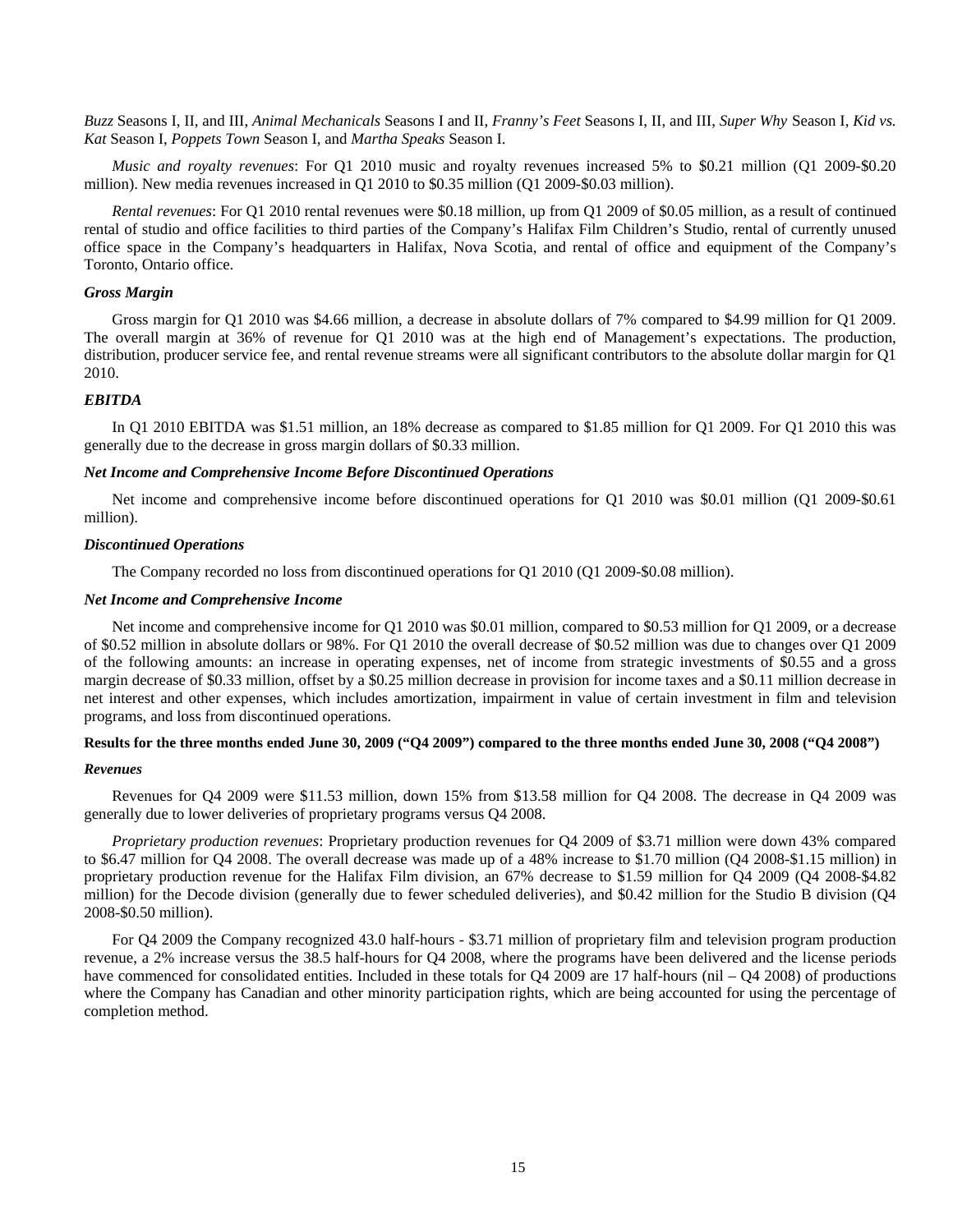*Buzz* Seasons I, II, and III, *Animal Mechanicals* Seasons I and II, *Franny's Feet* Seasons I, II, and III, *Super Why* Season I, *Kid vs. Kat* Season I, *Poppets Town* Season I, and *Martha Speaks* Season I.

*Music and royalty revenues*: For Q1 2010 music and royalty revenues increased 5% to $0.21 million (Q1 2009-$0.20 million). New media revenues increased in Q1 2010 to $0.35 million (Q1 2009-$0.03 million).

*Rental revenues*: For Q1 2010 rental revenues were $0.18 million, up from Q1 2009 of $0.05 million, as a result of continued rental of studio and office facilities to third parties of the Company's Halifax Film Children's Studio, rental of currently unused office space in the Company's headquarters in Halifax, Nova Scotia, and rental of office and equipment of the Company's Toronto, Ontario office.

***Gross Margin***

Gross margin for Q1 2010 was $4.66 million, a decrease in absolute dollars of 7% compared to $4.99 million for Q1 2009. The overall margin at 36% of revenue for Q1 2010 was at the high end of Management's expectations. The production, distribution, producer service fee, and rental revenue streams were all significant contributors to the absolute dollar margin for Q1 2010.

***EBITDA***

In Q1 2010 EBITDA was $1.51 million, an 18% decrease as compared to $1.85 million for Q1 2009. For Q1 2010 this was generally due to the decrease in gross margin dollars of $0.33 million.

***Net Income and Comprehensive Income Before Discontinued Operations***

Net income and comprehensive income before discontinued operations for Q1 2010 was $0.01 million (Q1 2009-$0.61 million).

***Discontinued Operations***

The Company recorded no loss from discontinued operations for Q1 2010 (Q1 2009-$0.08 million).

***Net Income and Comprehensive Income***

Net income and comprehensive income for Q1 2010 was $0.01 million, compared to $0.53 million for Q1 2009, or a decrease of $0.52 million in absolute dollars or 98%. For Q1 2010 the overall decrease of $0.52 million was due to changes over Q1 2009 of the following amounts: an increase in operating expenses, net of income from strategic investments of $0.55 and a gross margin decrease of $0.33 million, offset by a $0.25 million decrease in provision for income taxes and a $0.11 million decrease in net interest and other expenses, which includes amortization, impairment in value of certain investment in film and television programs, and loss from discontinued operations.

**Results for the three months ended June 30, 2009 ("Q4 2009") compared to the three months ended June 30, 2008 ("Q4 2008")**

***Revenues***

Revenues for Q4 2009 were $11.53 million, down 15% from $13.58 million for Q4 2008. The decrease in Q4 2009 was generally due to lower deliveries of proprietary programs versus Q4 2008.

*Proprietary production revenues*: Proprietary production revenues for Q4 2009 of $3.71 million were down 43% compared to $6.47 million for Q4 2008. The overall decrease was made up of a 48% increase to $1.70 million (Q4 2008-$1.15 million) in proprietary production revenue for the Halifax Film division, an 67% decrease to $1.59 million for Q4 2009 (Q4 2008-$4.82 million) for the Decode division (generally due to fewer scheduled deliveries), and $0.42 million for the Studio B division (Q4 2008-$0.50 million).

For Q4 2009 the Company recognized 43.0 half-hours - $3.71 million of proprietary film and television program production revenue, a 2% increase versus the 38.5 half-hours for Q4 2008, where the programs have been delivered and the license periods have commenced for consolidated entities. Included in these totals for Q4 2009 are 17 half-hours (nil – Q4 2008) of productions where the Company has Canadian and other minority participation rights, which are being accounted for using the percentage of completion method.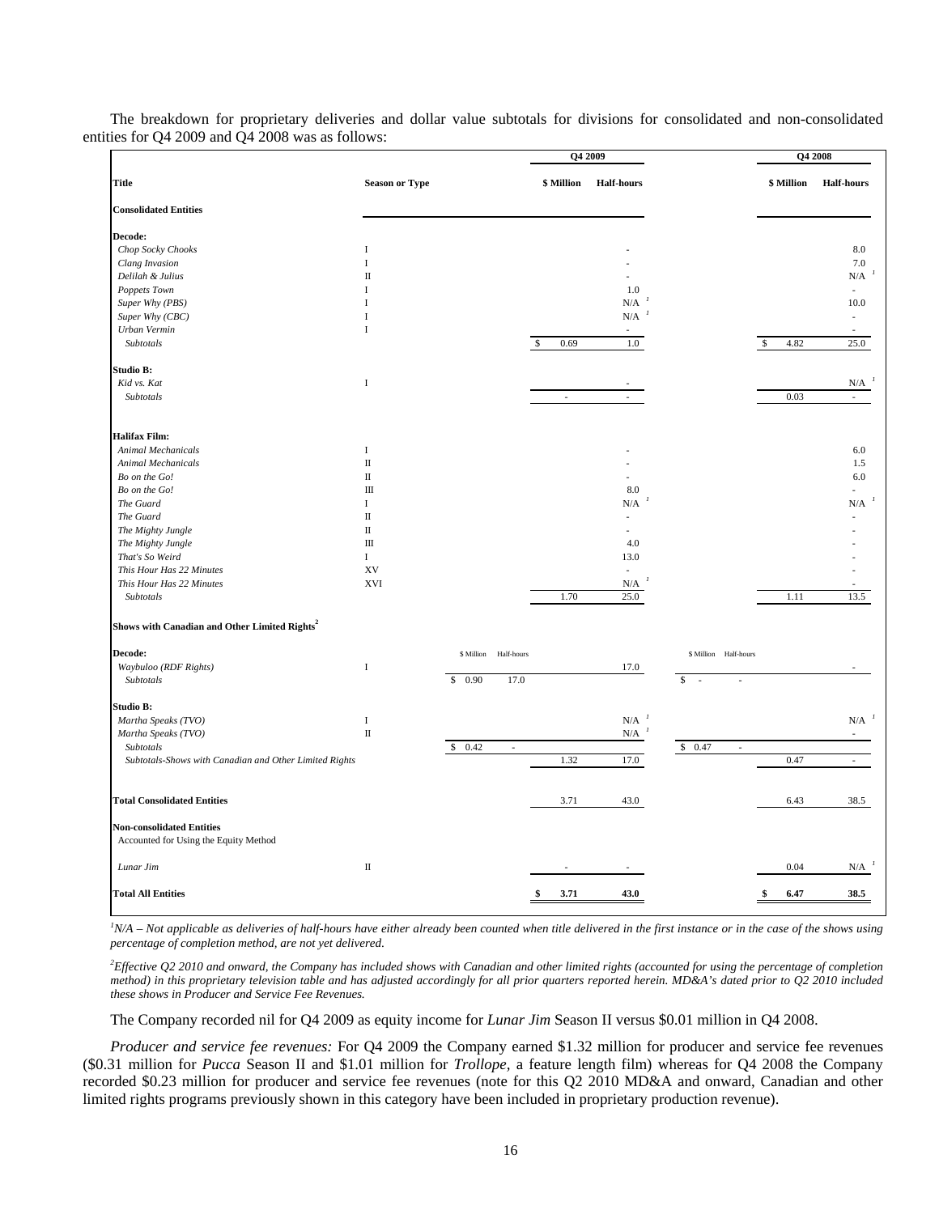The breakdown for proprietary deliveries and dollar value subtotals for divisions for consolidated and non-consolidated entities for Q4 2009 and Q4 2008 was as follows:

| Title | Season or Type | | | Q4 2009 | | | | Q4 2008 | |
|---|---|---|---|---|---|---|---|---|---|
| | | | | **$ Million** | **Half-hours** | | | **$ Million** | **Half-hours** |
| **Consolidated Entities** | | | | | | | | | |
| **Decode:** | | | | | | | | | |
| *Chop Socky Chooks* | I | | | | - | | | | 8.0 |
| *Clang Invasion* | I | | | | - | | | | 7.0 |
| *Delilah & Julius* | II | | | | - | | | | N/A [1] |
| *Poppets Town* | I | | | | 1.0 | | | | - |
| *Super Why (PBS)* | I | | | | N/A [1] | | | | 10.0 |
| *Super Why (CBC)* | I | | | | N/A [1] | | | | - |
| *Urban Vermin* | I | | | | - | | | | - |
| *Subtotals* | | | | $ 0.69 | 1.0 | | | $ 4.82 | 25.0 |
| **Studio B:** | | | | | | | | | |
| *Kid vs. Kat* | I | | | | - | | | | N/A [1] |
| *Subtotals* | | | | - | - | | | 0.03 | - |
| **Halifax Film:** | | | | | | | | | |
| *Animal Mechanicals* | I | | | | - | | | | 6.0 |
| *Animal Mechanicals* | II | | | | - | | | | 1.5 |
| *Bo on the Go!* | II | | | | - | | | | 6.0 |
| *Bo on the Go!* | III | | | | 8.0 | | | | - |
| *The Guard* | I | | | | N/A [1] | | | | N/A [1] |
| *The Guard* | II | | | | - | | | | - |
| *The Mighty Jungle* | II | | | | - | | | | - |
| *The Mighty Jungle* | III | | | | 4.0 | | | | - |
| *That's So Weird* | I | | | | 13.0 | | | | - |
| *This Hour Has 22 Minutes* | XV | | | | - | | | | - |
| *This Hour Has 22 Minutes* | XVI | | | | N/A [1] | | | | - |
| *Subtotals* | | | | 1.70 | 25.0 | | | 1.11 | 13.5 |
| **Shows with Canadian and Other Limited Rights[2]** | | | | | | | | | |
| **Decode:** | | $ Million | Half-hours | | | $ Million | Half-hours | | |
| *Waybuloo (RDF Rights)* | I | | | | 17.0 | | | | - |
| *Subtotals* | | $ 0.90 | 17.0 | | | $ - | - | | |
| **Studio B:** | | | | | | | | | |
| *Martha Speaks (TVO)* | I | | | | N/A [1] | | | | N/A [1] |
| *Martha Speaks (TVO)* | II | | | | N/A [1] | | | | - |
| *Subtotals* | | $ 0.42 | - | | | $ 0.47 | - | | |
| *Subtotals-Shows with Canadian and Other Limited Rights* | | | | 1.32 | 17.0 | | | 0.47 | - |
| **Total Consolidated Entities** | | | | 3.71 | 43.0 | | | 6.43 | 38.5 |
| **Non-consolidated Entities** Accounted for Using the Equity Method | | | | | | | | | |
| *Lunar Jim* | II | | | - | - | | | 0.04 | N/A [1] |
| **Total All Entities** | | | | **$ 3.71** | **43.0** | | | **$ 6.47** | **38.5** |

[1] *N/A – Not applicable as deliveries of half-hours have either already been counted when title delivered in the first instance or in the case of the shows using percentage of completion method, are not yet delivered.*

[2] *Effective Q2 2010 and onward, the Company has included shows with Canadian and other limited rights (accounted for using the percentage of completion method) in this proprietary television table and has adjusted accordingly for all prior quarters reported herein. MD&A's dated prior to Q2 2010 included these shows in Producer and Service Fee Revenues.*

The Company recorded nil for Q4 2009 as equity income for *Lunar Jim* Season II versus $0.01 million in Q4 2008.

*Producer and service fee revenues:* For Q4 2009 the Company earned $1.32 million for producer and service fee revenues ($0.31 million for *Pucca* Season II and $1.01 million for *Trollope,* a feature length film) whereas for Q4 2008 the Company recorded $0.23 million for producer and service fee revenues (note for this Q2 2010 MD&A and onward, Canadian and other limited rights programs previously shown in this category have been included in proprietary production revenue).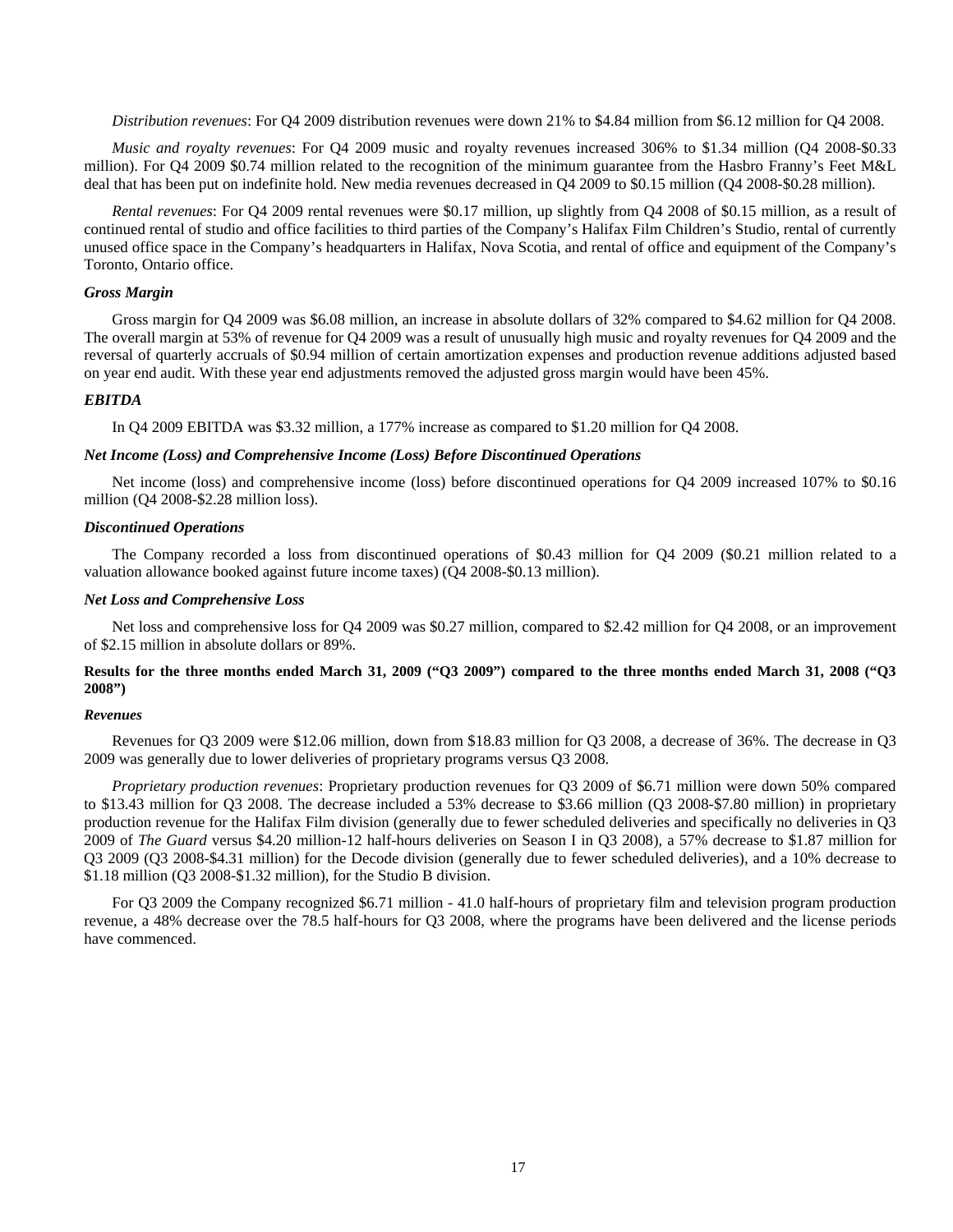*Distribution revenues*: For Q4 2009 distribution revenues were down 21% to $4.84 million from $6.12 million for Q4 2008.

*Music and royalty revenues*: For Q4 2009 music and royalty revenues increased 306% to $1.34 million (Q4 2008-$0.33 million). For Q4 2009 $0.74 million related to the recognition of the minimum guarantee from the Hasbro Franny's Feet M&L deal that has been put on indefinite hold. New media revenues decreased in Q4 2009 to $0.15 million (Q4 2008-$0.28 million).

*Rental revenues*: For Q4 2009 rental revenues were $0.17 million, up slightly from Q4 2008 of $0.15 million, as a result of continued rental of studio and office facilities to third parties of the Company's Halifax Film Children's Studio, rental of currently unused office space in the Company's headquarters in Halifax, Nova Scotia, and rental of office and equipment of the Company's Toronto, Ontario office.

***Gross Margin***

Gross margin for Q4 2009 was $6.08 million, an increase in absolute dollars of 32% compared to $4.62 million for Q4 2008. The overall margin at 53% of revenue for Q4 2009 was a result of unusually high music and royalty revenues for Q4 2009 and the reversal of quarterly accruals of $0.94 million of certain amortization expenses and production revenue additions adjusted based on year end audit. With these year end adjustments removed the adjusted gross margin would have been 45%.

***EBITDA***

In Q4 2009 EBITDA was $3.32 million, a 177% increase as compared to $1.20 million for Q4 2008.

***Net Income (Loss) and Comprehensive Income (Loss) Before Discontinued Operations***

Net income (loss) and comprehensive income (loss) before discontinued operations for Q4 2009 increased 107% to $0.16 million (Q4 2008-$2.28 million loss).

***Discontinued Operations***

The Company recorded a loss from discontinued operations of $0.43 million for Q4 2009 ($0.21 million related to a valuation allowance booked against future income taxes) (Q4 2008-$0.13 million).

***Net Loss and Comprehensive Loss***

Net loss and comprehensive loss for Q4 2009 was $0.27 million, compared to $2.42 million for Q4 2008, or an improvement of $2.15 million in absolute dollars or 89%.

**Results for the three months ended March 31, 2009 ("Q3 2009") compared to the three months ended March 31, 2008 ("Q3 2008")**

***Revenues***

Revenues for Q3 2009 were $12.06 million, down from $18.83 million for Q3 2008, a decrease of 36%. The decrease in Q3 2009 was generally due to lower deliveries of proprietary programs versus Q3 2008.

*Proprietary production revenues*: Proprietary production revenues for Q3 2009 of $6.71 million were down 50% compared to $13.43 million for Q3 2008. The decrease included a 53% decrease to $3.66 million (Q3 2008-$7.80 million) in proprietary production revenue for the Halifax Film division (generally due to fewer scheduled deliveries and specifically no deliveries in Q3 2009 of *The Guard* versus $4.20 million-12 half-hours deliveries on Season I in Q3 2008), a 57% decrease to $1.87 million for Q3 2009 (Q3 2008-$4.31 million) for the Decode division (generally due to fewer scheduled deliveries), and a 10% decrease to $1.18 million (Q3 2008-$1.32 million), for the Studio B division.

For Q3 2009 the Company recognized $6.71 million - 41.0 half-hours of proprietary film and television program production revenue, a 48% decrease over the 78.5 half-hours for Q3 2008, where the programs have been delivered and the license periods have commenced.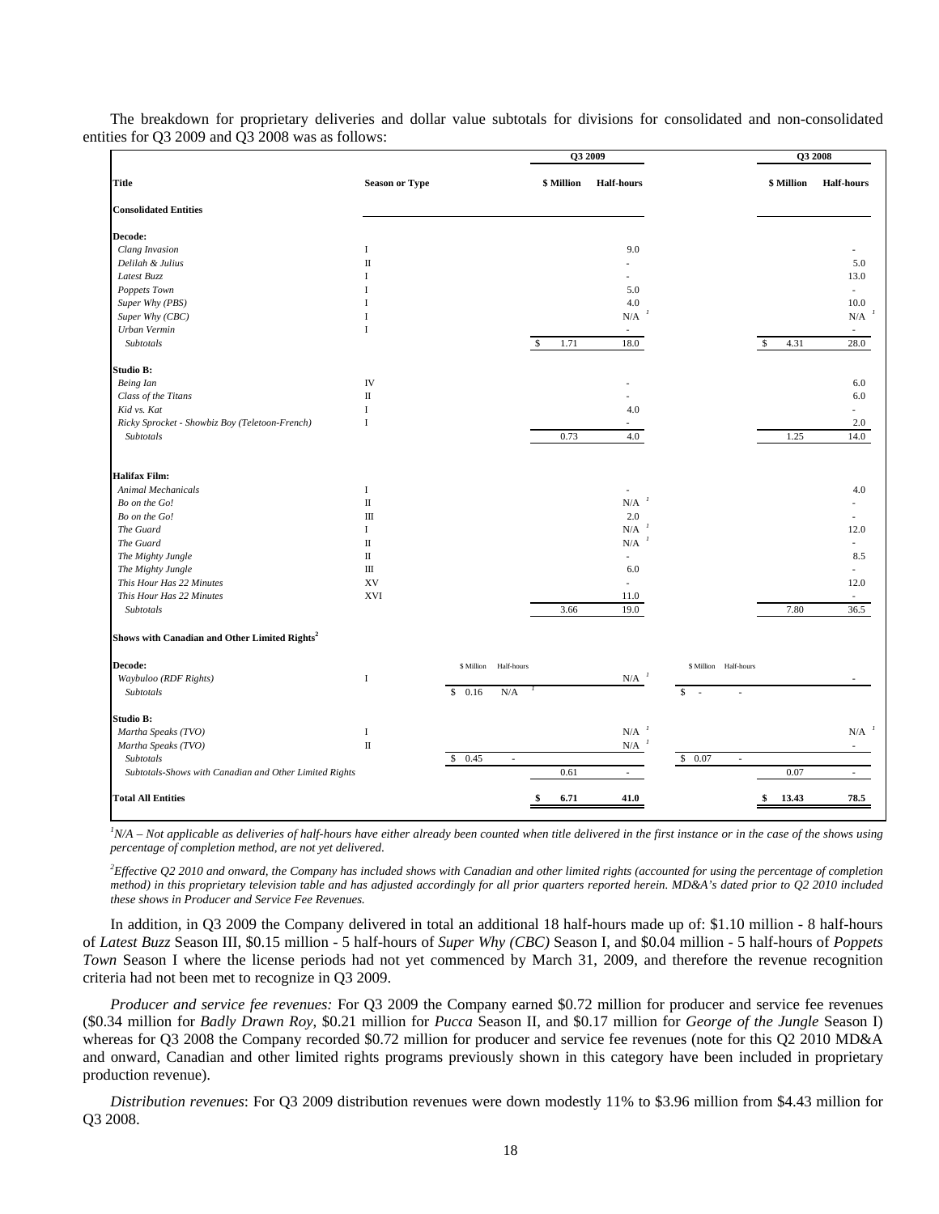The breakdown for proprietary deliveries and dollar value subtotals for divisions for consolidated and non-consolidated entities for Q3 2009 and Q3 2008 was as follows:

| Title | Season or Type | | | Q3 2009 | | | | Q3 2008 | |
|---|---|---|---|---|---|---|---|---|---|
| | | | | **$ Million** | **Half-hours** | | | **$ Million** | **Half-hours** |
| **Consolidated Entities** | | | | | | | | | |
| **Decode:** | | | | | | | | | |
| *Clang Invasion* | I | | | | 9.0 | | | | - |
| *Delilah & Julius* | II | | | | - | | | | 5.0 |
| *Latest Buzz* | I | | | | - | | | | 13.0 |
| *Poppets Town* | I | | | | 5.0 | | | | - |
| *Super Why (PBS)* | I | | | | 4.0 | | | | 10.0 |
| *Super Why (CBC)* | I | | | | N/A [1] | | | | N/A [1] |
| *Urban Vermin* | I | | | | - | | | | - |
| *Subtotals* | | | | $ 1.71 | 18.0 | | | $ 4.31 | 28.0 |
| **Studio B:** | | | | | | | | | |
| *Being Ian* | IV | | | | - | | | | 6.0 |
| *Class of the Titans* | II | | | | - | | | | 6.0 |
| *Kid vs. Kat* | I | | | | 4.0 | | | | - |
| *Ricky Sprocket - Showbiz Boy (Teletoon-French)* | I | | | | - | | | | 2.0 |
| *Subtotals* | | | | 0.73 | 4.0 | | | 1.25 | 14.0 |
| **Halifax Film:** | | | | | | | | | |
| *Animal Mechanicals* | I | | | | - | | | | 4.0 |
| *Bo on the Go!* | II | | | | N/A [1] | | | | - |
| *Bo on the Go!* | III | | | | 2.0 | | | | - |
| *The Guard* | I | | | | N/A [1] | | | | 12.0 |
| *The Guard* | II | | | | N/A [1] | | | | - |
| *The Mighty Jungle* | II | | | | - | | | | 8.5 |
| *The Mighty Jungle* | III | | | | 6.0 | | | | - |
| *This Hour Has 22 Minutes* | XV | | | | - | | | | 12.0 |
| *This Hour Has 22 Minutes* | XVI | | | | 11.0 | | | | - |
| *Subtotals* | | | | 3.66 | 19.0 | | | 7.80 | 36.5 |
| **Shows with Canadian and Other Limited Rights[2]** | | | | | | | | | |
| **Decode:** | | $ Million | Half-hours | | | $ Million | Half-hours | | |
| *Waybuloo (RDF Rights)* | I | | | | N/A [1] | | | | - |
| *Subtotals* | | $ 0.16 | N/A [1] | | | $ - | - | | |
| **Studio B:** | | | | | | | | | |
| *Martha Speaks (TVO)* | I | | | | N/A [1] | | | | N/A [1] |
| *Martha Speaks (TVO)* | II | | | | N/A [1] | | | | - |
| *Subtotals* | | $ 0.45 | - | | | $ 0.07 | - | | |
| *Subtotals-Shows with Canadian and Other Limited Rights* | | | | 0.61 | - | | | 0.07 | - |
| **Total All Entities** | | | | **$ 6.71** | **41.0** | | | **$ 13.43** | **78.5** |

*[1]N/A – Not applicable as deliveries of half-hours have either already been counted when title delivered in the first instance or in the case of the shows using percentage of completion method, are not yet delivered.*

*[2]Effective Q2 2010 and onward, the Company has included shows with Canadian and other limited rights (accounted for using the percentage of completion method) in this proprietary television table and has adjusted accordingly for all prior quarters reported herein. MD&A's dated prior to Q2 2010 included these shows in Producer and Service Fee Revenues.*

In addition, in Q3 2009 the Company delivered in total an additional 18 half-hours made up of: $1.10 million - 8 half-hours of *Latest Buzz* Season III, $0.15 million - 5 half-hours of *Super Why (CBC)* Season I, and $0.04 million - 5 half-hours of *Poppets Town* Season I where the license periods had not yet commenced by March 31, 2009, and therefore the revenue recognition criteria had not been met to recognize in Q3 2009.

*Producer and service fee revenues:* For Q3 2009 the Company earned $0.72 million for producer and service fee revenues ($0.34 million for *Badly Drawn Roy*, $0.21 million for *Pucca* Season II, and $0.17 million for *George of the Jungle* Season I) whereas for Q3 2008 the Company recorded $0.72 million for producer and service fee revenues (note for this Q2 2010 MD&A and onward, Canadian and other limited rights programs previously shown in this category have been included in proprietary production revenue).

*Distribution revenues*: For Q3 2009 distribution revenues were down modestly 11% to $3.96 million from $4.43 million for Q3 2008.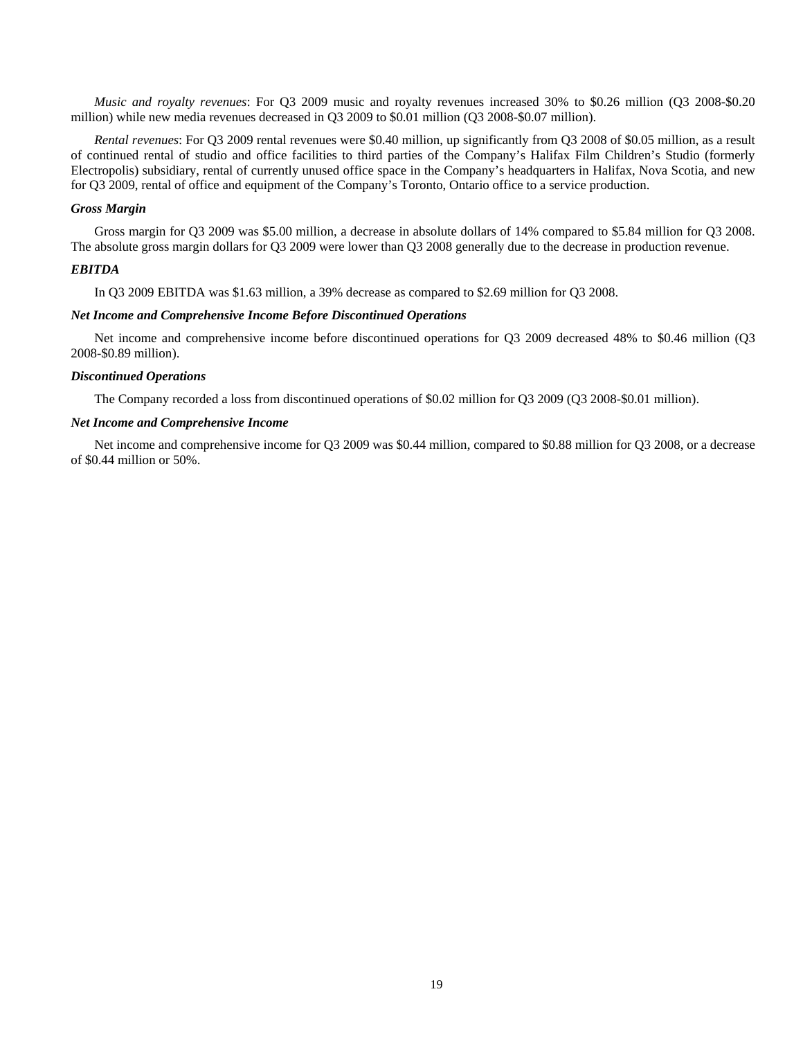*Music and royalty revenues*: For Q3 2009 music and royalty revenues increased 30% to $0.26 million (Q3 2008-$0.20 million) while new media revenues decreased in Q3 2009 to $0.01 million (Q3 2008-$0.07 million).

*Rental revenues*: For Q3 2009 rental revenues were $0.40 million, up significantly from Q3 2008 of $0.05 million, as a result of continued rental of studio and office facilities to third parties of the Company's Halifax Film Children's Studio (formerly Electropolis) subsidiary, rental of currently unused office space in the Company's headquarters in Halifax, Nova Scotia, and new for Q3 2009, rental of office and equipment of the Company's Toronto, Ontario office to a service production.

***Gross Margin***

Gross margin for Q3 2009 was $5.00 million, a decrease in absolute dollars of 14% compared to $5.84 million for Q3 2008. The absolute gross margin dollars for Q3 2009 were lower than Q3 2008 generally due to the decrease in production revenue.

***EBITDA***

In Q3 2009 EBITDA was $1.63 million, a 39% decrease as compared to $2.69 million for Q3 2008.

***Net Income and Comprehensive Income Before Discontinued Operations***

Net income and comprehensive income before discontinued operations for Q3 2009 decreased 48% to $0.46 million (Q3 2008-$0.89 million).

***Discontinued Operations***

The Company recorded a loss from discontinued operations of $0.02 million for Q3 2009 (Q3 2008-$0.01 million).

***Net Income and Comprehensive Income***

Net income and comprehensive income for Q3 2009 was $0.44 million, compared to $0.88 million for Q3 2008, or a decrease of $0.44 million or 50%.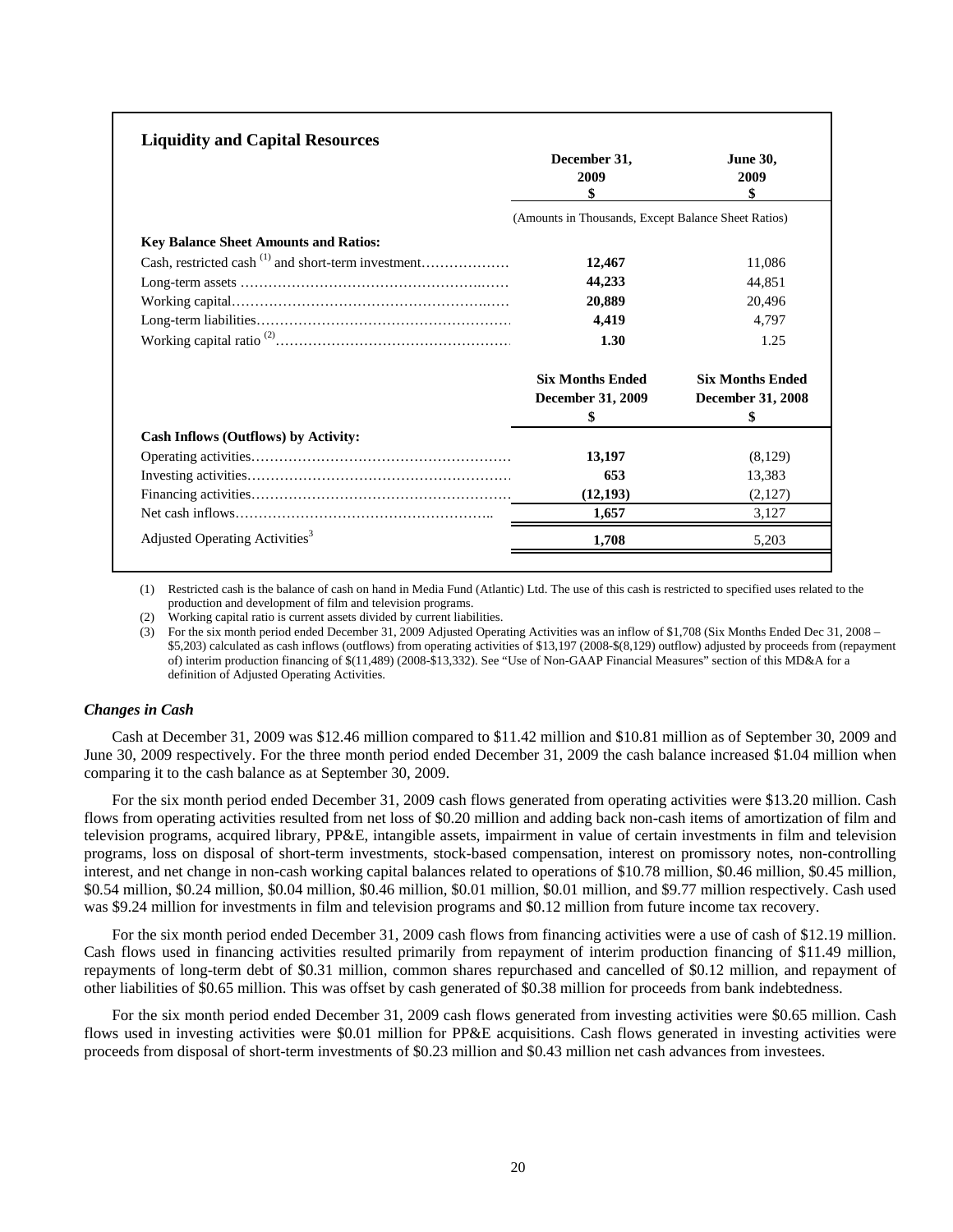## Liquidity and Capital Resources

| | December 31, 2009 $ | June 30, 2009 $ |
|---|---|---|
| | (Amounts in Thousands, Except Balance Sheet Ratios) | |
| **Key Balance Sheet Amounts and Ratios:** | | |
| Cash, restricted cash [(1)] and short-term investment | **12,467** | 11,086 |
| Long-term assets | **44,233** | 44,851 |
| Working capital | **20,889** | 20,496 |
| Long-term liabilities | **4,419** | 4,797 |
| Working capital ratio [(2)] | **1.30** | 1.25 |

| | Six Months Ended December 31, 2009 $ | Six Months Ended December 31, 2008 $ |
|---|---|---|
| **Cash Inflows (Outflows) by Activity:** | | |
| Operating activities | **13,197** | (8,129) |
| Investing activities | **653** | 13,383 |
| Financing activities | **(12,193)** | (2,127) |
| Net cash inflows | **1,657** | 3,127 |
| Adjusted Operating Activities[3] | **1,708** | 5,203 |

(1) Restricted cash is the balance of cash on hand in Media Fund (Atlantic) Ltd. The use of this cash is restricted to specified uses related to the production and development of film and television programs.

(2) Working capital ratio is current assets divided by current liabilities.

(3) For the six month period ended December 31, 2009 Adjusted Operating Activities was an inflow of $1,708 (Six Months Ended Dec 31, 2008 – $5,203) calculated as cash inflows (outflows) from operating activities of $13,197 (2008-$(8,129) outflow) adjusted by proceeds from (repayment of) interim production financing of $(11,489) (2008-$13,332). See "Use of Non-GAAP Financial Measures" section of this MD&A for a definition of Adjusted Operating Activities.

### *Changes in Cash*

Cash at December 31, 2009 was $12.46 million compared to $11.42 million and $10.81 million as of September 30, 2009 and June 30, 2009 respectively. For the three month period ended December 31, 2009 the cash balance increased $1.04 million when comparing it to the cash balance as at September 30, 2009.

For the six month period ended December 31, 2009 cash flows generated from operating activities were $13.20 million. Cash flows from operating activities resulted from net loss of $0.20 million and adding back non-cash items of amortization of film and television programs, acquired library, PP&E, intangible assets, impairment in value of certain investments in film and television programs, loss on disposal of short-term investments, stock-based compensation, interest on promissory notes, non-controlling interest, and net change in non-cash working capital balances related to operations of $10.78 million, $0.46 million, $0.45 million, $0.54 million, $0.24 million, $0.04 million, $0.46 million, $0.01 million, $0.01 million, and $9.77 million respectively. Cash used was $9.24 million for investments in film and television programs and $0.12 million from future income tax recovery.

For the six month period ended December 31, 2009 cash flows from financing activities were a use of cash of $12.19 million. Cash flows used in financing activities resulted primarily from repayment of interim production financing of $11.49 million, repayments of long-term debt of $0.31 million, common shares repurchased and cancelled of $0.12 million, and repayment of other liabilities of $0.65 million. This was offset by cash generated of $0.38 million for proceeds from bank indebtedness.

For the six month period ended December 31, 2009 cash flows generated from investing activities were $0.65 million. Cash flows used in investing activities were $0.01 million for PP&E acquisitions. Cash flows generated in investing activities were proceeds from disposal of short-term investments of $0.23 million and $0.43 million net cash advances from investees.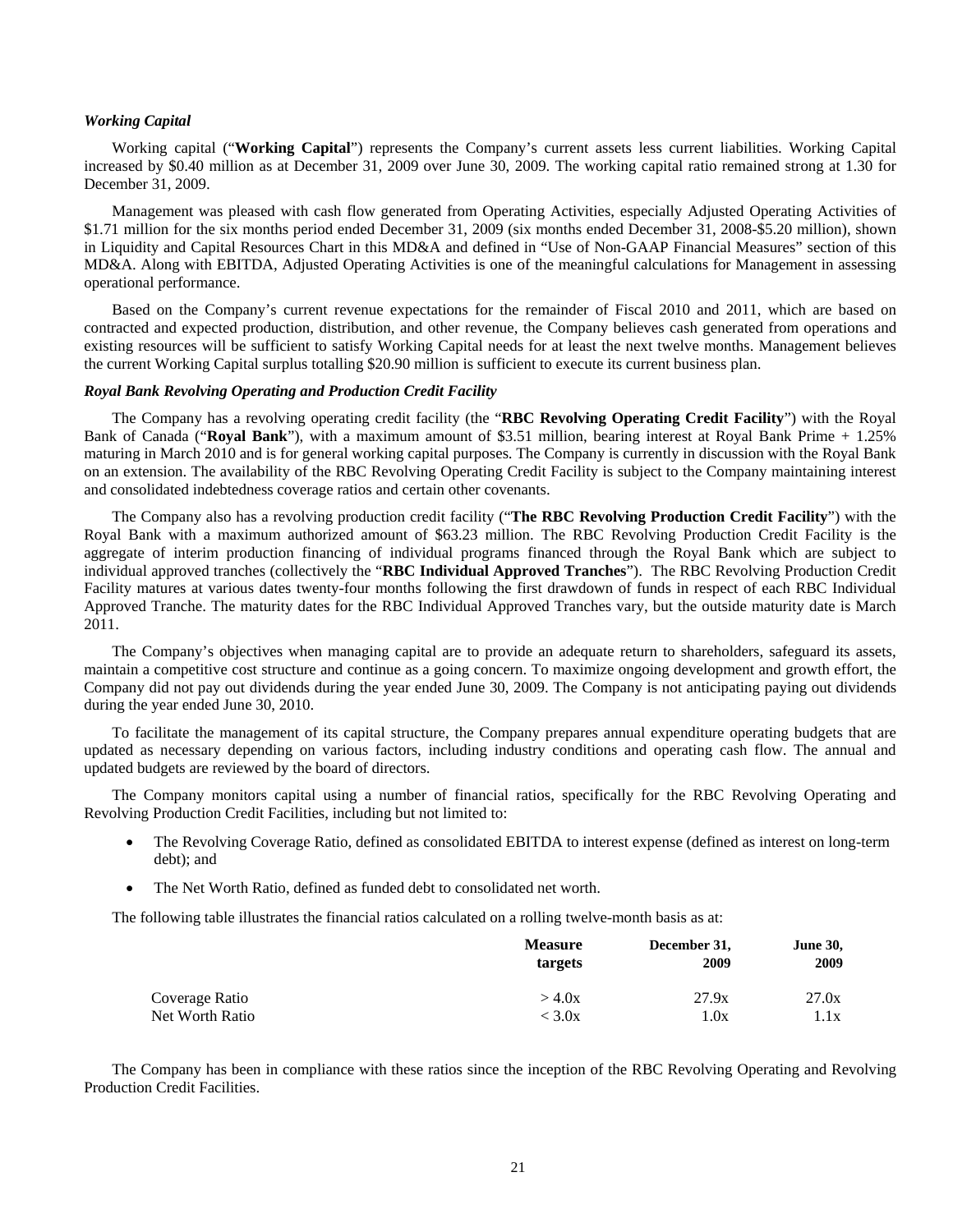***Working Capital***

Working capital ("**Working Capital**") represents the Company's current assets less current liabilities. Working Capital increased by $0.40 million as at December 31, 2009 over June 30, 2009. The working capital ratio remained strong at 1.30 for December 31, 2009.

Management was pleased with cash flow generated from Operating Activities, especially Adjusted Operating Activities of $1.71 million for the six months period ended December 31, 2009 (six months ended December 31, 2008-$5.20 million), shown in Liquidity and Capital Resources Chart in this MD&A and defined in "Use of Non-GAAP Financial Measures" section of this MD&A. Along with EBITDA, Adjusted Operating Activities is one of the meaningful calculations for Management in assessing operational performance.

Based on the Company's current revenue expectations for the remainder of Fiscal 2010 and 2011, which are based on contracted and expected production, distribution, and other revenue, the Company believes cash generated from operations and existing resources will be sufficient to satisfy Working Capital needs for at least the next twelve months. Management believes the current Working Capital surplus totalling $20.90 million is sufficient to execute its current business plan.

***Royal Bank Revolving Operating and Production Credit Facility***

The Company has a revolving operating credit facility (the "**RBC Revolving Operating Credit Facility**") with the Royal Bank of Canada ("**Royal Bank**"), with a maximum amount of $3.51 million, bearing interest at Royal Bank Prime + 1.25% maturing in March 2010 and is for general working capital purposes. The Company is currently in discussion with the Royal Bank on an extension. The availability of the RBC Revolving Operating Credit Facility is subject to the Company maintaining interest and consolidated indebtedness coverage ratios and certain other covenants.

The Company also has a revolving production credit facility ("**The RBC Revolving Production Credit Facility**") with the Royal Bank with a maximum authorized amount of $63.23 million. The RBC Revolving Production Credit Facility is the aggregate of interim production financing of individual programs financed through the Royal Bank which are subject to individual approved tranches (collectively the "**RBC Individual Approved Tranches**"). The RBC Revolving Production Credit Facility matures at various dates twenty-four months following the first drawdown of funds in respect of each RBC Individual Approved Tranche. The maturity dates for the RBC Individual Approved Tranches vary, but the outside maturity date is March 2011.

The Company's objectives when managing capital are to provide an adequate return to shareholders, safeguard its assets, maintain a competitive cost structure and continue as a going concern. To maximize ongoing development and growth effort, the Company did not pay out dividends during the year ended June 30, 2009. The Company is not anticipating paying out dividends during the year ended June 30, 2010.

To facilitate the management of its capital structure, the Company prepares annual expenditure operating budgets that are updated as necessary depending on various factors, including industry conditions and operating cash flow. The annual and updated budgets are reviewed by the board of directors.

The Company monitors capital using a number of financial ratios, specifically for the RBC Revolving Operating and Revolving Production Credit Facilities, including but not limited to:

- The Revolving Coverage Ratio, defined as consolidated EBITDA to interest expense (defined as interest on long-term debt); and
- The Net Worth Ratio, defined as funded debt to consolidated net worth.

The following table illustrates the financial ratios calculated on a rolling twelve-month basis as at:

| | Measure targets | December 31, 2009 | June 30, 2009 |
|---|---|---|---|
| Coverage Ratio | > 4.0x | 27.9x | 27.0x |
| Net Worth Ratio | < 3.0x | 1.0x | 1.1x |

The Company has been in compliance with these ratios since the inception of the RBC Revolving Operating and Revolving Production Credit Facilities.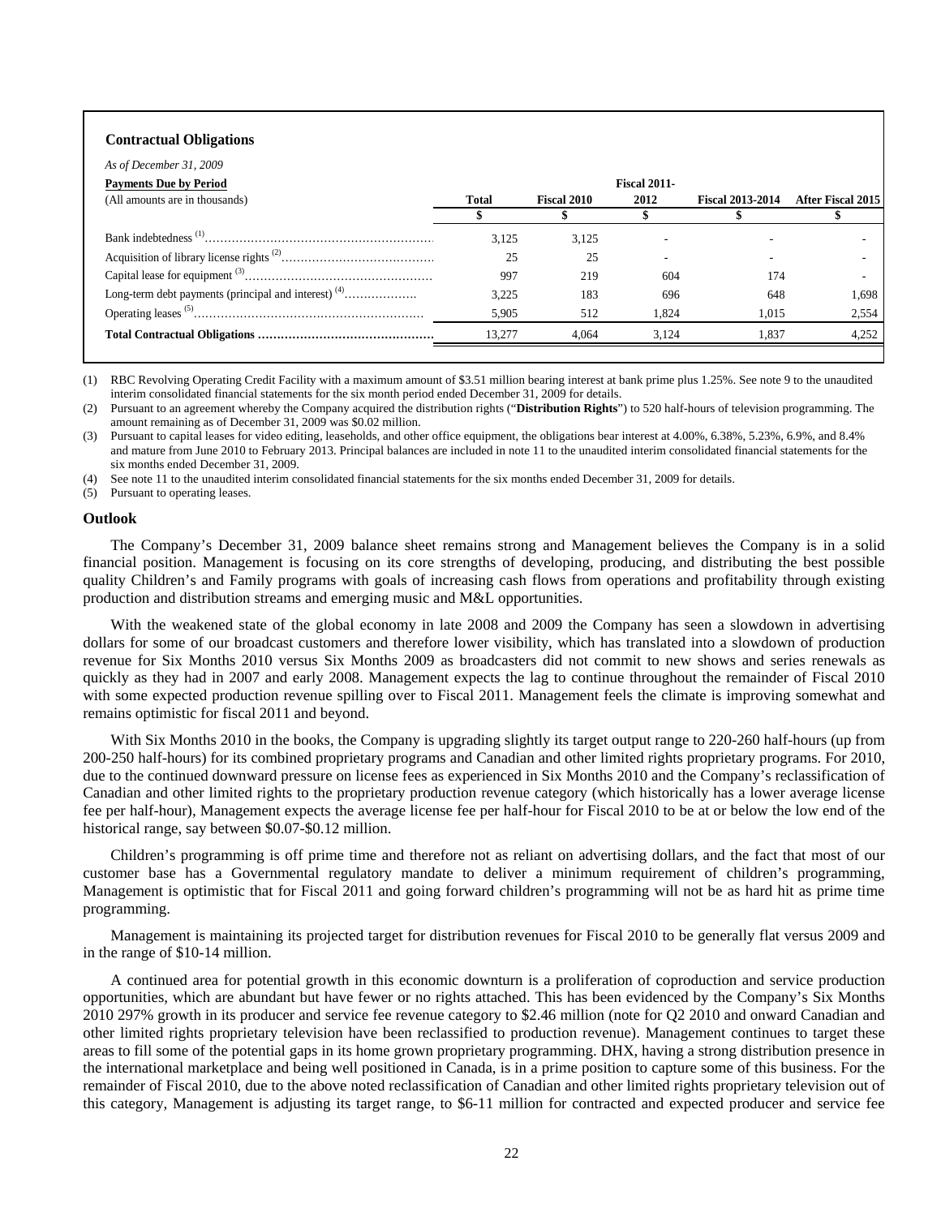## Contractual Obligations

*As of December 31, 2009*

| Payments Due by Period (All amounts are in thousands) | Total | Fiscal 2010 | Fiscal 2011-2012 | Fiscal 2013-2014 | After Fiscal 2015 |
|---|---|---|---|---|---|
| | $ | $ | $ | $ | $ |
| Bank indebtedness [1] | 3,125 | 3,125 | - | - | - |
| Acquisition of library license rights [2] | 25 | 25 | - | - | - |
| Capital lease for equipment [3] | 997 | 219 | 604 | 174 | - |
| Long-term debt payments (principal and interest) [4] | 3,225 | 183 | 696 | 648 | 1,698 |
| Operating leases [5] | 5,905 | 512 | 1,824 | 1,015 | 2,554 |
| **Total Contractual Obligations** | 13,277 | 4,064 | 3,124 | 1,837 | 4,252 |

(1) RBC Revolving Operating Credit Facility with a maximum amount of $3.51 million bearing interest at bank prime plus 1.25%. See note 9 to the unaudited interim consolidated financial statements for the six month period ended December 31, 2009 for details.

(2) Pursuant to an agreement whereby the Company acquired the distribution rights ("**Distribution Rights**") to 520 half-hours of television programming. The amount remaining as of December 31, 2009 was $0.02 million.

(3) Pursuant to capital leases for video editing, leaseholds, and other office equipment, the obligations bear interest at 4.00%, 6.38%, 5.23%, 6.9%, and 8.4% and mature from June 2010 to February 2013. Principal balances are included in note 11 to the unaudited interim consolidated financial statements for the six months ended December 31, 2009.

(4) See note 11 to the unaudited interim consolidated financial statements for the six months ended December 31, 2009 for details.

(5) Pursuant to operating leases.

## Outlook

The Company's December 31, 2009 balance sheet remains strong and Management believes the Company is in a solid financial position. Management is focusing on its core strengths of developing, producing, and distributing the best possible quality Children's and Family programs with goals of increasing cash flows from operations and profitability through existing production and distribution streams and emerging music and M&L opportunities.

With the weakened state of the global economy in late 2008 and 2009 the Company has seen a slowdown in advertising dollars for some of our broadcast customers and therefore lower visibility, which has translated into a slowdown of production revenue for Six Months 2010 versus Six Months 2009 as broadcasters did not commit to new shows and series renewals as quickly as they had in 2007 and early 2008. Management expects the lag to continue throughout the remainder of Fiscal 2010 with some expected production revenue spilling over to Fiscal 2011. Management feels the climate is improving somewhat and remains optimistic for fiscal 2011 and beyond.

With Six Months 2010 in the books, the Company is upgrading slightly its target output range to 220-260 half-hours (up from 200-250 half-hours) for its combined proprietary programs and Canadian and other limited rights proprietary programs. For 2010, due to the continued downward pressure on license fees as experienced in Six Months 2010 and the Company's reclassification of Canadian and other limited rights to the proprietary production revenue category (which historically has a lower average license fee per half-hour), Management expects the average license fee per half-hour for Fiscal 2010 to be at or below the low end of the historical range, say between $0.07-$0.12 million.

Children's programming is off prime time and therefore not as reliant on advertising dollars, and the fact that most of our customer base has a Governmental regulatory mandate to deliver a minimum requirement of children's programming, Management is optimistic that for Fiscal 2011 and going forward children's programming will not be as hard hit as prime time programming.

Management is maintaining its projected target for distribution revenues for Fiscal 2010 to be generally flat versus 2009 and in the range of $10-14 million.

A continued area for potential growth in this economic downturn is a proliferation of coproduction and service production opportunities, which are abundant but have fewer or no rights attached. This has been evidenced by the Company's Six Months 2010 297% growth in its producer and service fee revenue category to $2.46 million (note for Q2 2010 and onward Canadian and other limited rights proprietary television have been reclassified to production revenue). Management continues to target these areas to fill some of the potential gaps in its home grown proprietary programming. DHX, having a strong distribution presence in the international marketplace and being well positioned in Canada, is in a prime position to capture some of this business. For the remainder of Fiscal 2010, due to the above noted reclassification of Canadian and other limited rights proprietary television out of this category, Management is adjusting its target range, to $6-11 million for contracted and expected producer and service fee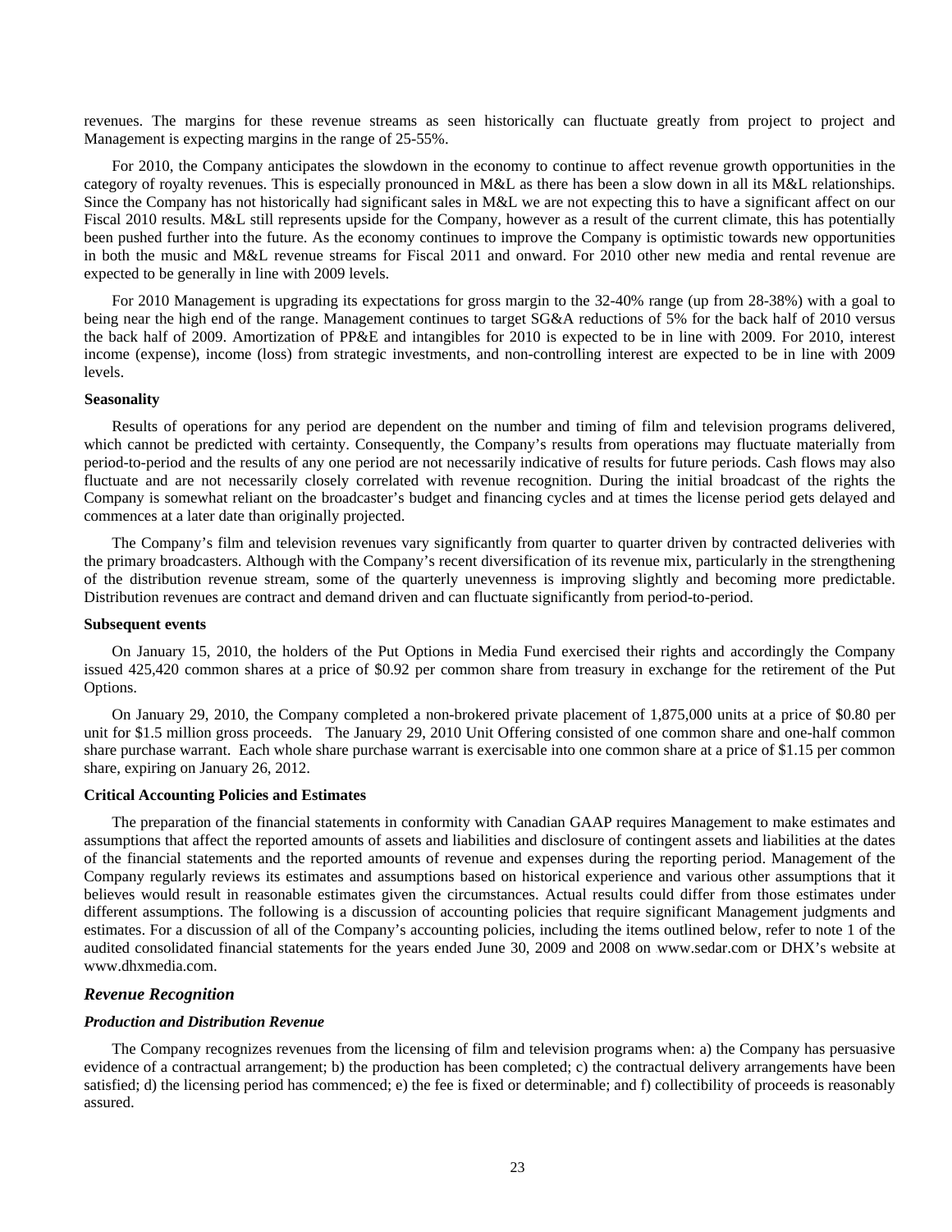revenues. The margins for these revenue streams as seen historically can fluctuate greatly from project to project and Management is expecting margins in the range of 25-55%.

For 2010, the Company anticipates the slowdown in the economy to continue to affect revenue growth opportunities in the category of royalty revenues. This is especially pronounced in M&L as there has been a slow down in all its M&L relationships. Since the Company has not historically had significant sales in M&L we are not expecting this to have a significant affect on our Fiscal 2010 results. M&L still represents upside for the Company, however as a result of the current climate, this has potentially been pushed further into the future. As the economy continues to improve the Company is optimistic towards new opportunities in both the music and M&L revenue streams for Fiscal 2011 and onward. For 2010 other new media and rental revenue are expected to be generally in line with 2009 levels.

For 2010 Management is upgrading its expectations for gross margin to the 32-40% range (up from 28-38%) with a goal to being near the high end of the range. Management continues to target SG&A reductions of 5% for the back half of 2010 versus the back half of 2009. Amortization of PP&E and intangibles for 2010 is expected to be in line with 2009. For 2010, interest income (expense), income (loss) from strategic investments, and non-controlling interest are expected to be in line with 2009 levels.

**Seasonality**

Results of operations for any period are dependent on the number and timing of film and television programs delivered, which cannot be predicted with certainty. Consequently, the Company's results from operations may fluctuate materially from period-to-period and the results of any one period are not necessarily indicative of results for future periods. Cash flows may also fluctuate and are not necessarily closely correlated with revenue recognition. During the initial broadcast of the rights the Company is somewhat reliant on the broadcaster's budget and financing cycles and at times the license period gets delayed and commences at a later date than originally projected.

The Company's film and television revenues vary significantly from quarter to quarter driven by contracted deliveries with the primary broadcasters. Although with the Company's recent diversification of its revenue mix, particularly in the strengthening of the distribution revenue stream, some of the quarterly unevenness is improving slightly and becoming more predictable. Distribution revenues are contract and demand driven and can fluctuate significantly from period-to-period.

**Subsequent events**

On January 15, 2010, the holders of the Put Options in Media Fund exercised their rights and accordingly the Company issued 425,420 common shares at a price of $0.92 per common share from treasury in exchange for the retirement of the Put Options.

On January 29, 2010, the Company completed a non-brokered private placement of 1,875,000 units at a price of $0.80 per unit for $1.5 million gross proceeds. The January 29, 2010 Unit Offering consisted of one common share and one-half common share purchase warrant. Each whole share purchase warrant is exercisable into one common share at a price of $1.15 per common share, expiring on January 26, 2012.

**Critical Accounting Policies and Estimates**

The preparation of the financial statements in conformity with Canadian GAAP requires Management to make estimates and assumptions that affect the reported amounts of assets and liabilities and disclosure of contingent assets and liabilities at the dates of the financial statements and the reported amounts of revenue and expenses during the reporting period. Management of the Company regularly reviews its estimates and assumptions based on historical experience and various other assumptions that it believes would result in reasonable estimates given the circumstances. Actual results could differ from those estimates under different assumptions. The following is a discussion of accounting policies that require significant Management judgments and estimates. For a discussion of all of the Company's accounting policies, including the items outlined below, refer to note 1 of the audited consolidated financial statements for the years ended June 30, 2009 and 2008 on www.sedar.com or DHX's website at www.dhxmedia.com.

### *Revenue Recognition*

#### *Production and Distribution Revenue*

The Company recognizes revenues from the licensing of film and television programs when: a) the Company has persuasive evidence of a contractual arrangement; b) the production has been completed; c) the contractual delivery arrangements have been satisfied; d) the licensing period has commenced; e) the fee is fixed or determinable; and f) collectibility of proceeds is reasonably assured.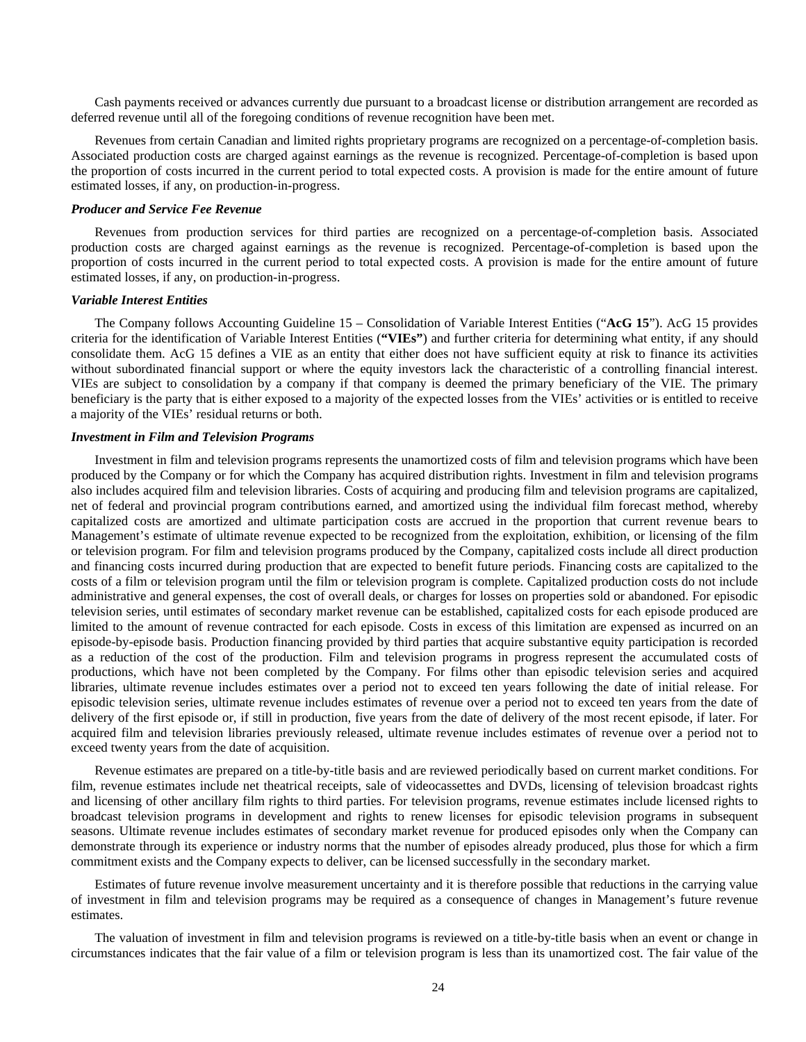Cash payments received or advances currently due pursuant to a broadcast license or distribution arrangement are recorded as deferred revenue until all of the foregoing conditions of revenue recognition have been met.

Revenues from certain Canadian and limited rights proprietary programs are recognized on a percentage-of-completion basis. Associated production costs are charged against earnings as the revenue is recognized. Percentage-of-completion is based upon the proportion of costs incurred in the current period to total expected costs. A provision is made for the entire amount of future estimated losses, if any, on production-in-progress.

***Producer and Service Fee Revenue***

Revenues from production services for third parties are recognized on a percentage-of-completion basis. Associated production costs are charged against earnings as the revenue is recognized. Percentage-of-completion is based upon the proportion of costs incurred in the current period to total expected costs. A provision is made for the entire amount of future estimated losses, if any, on production-in-progress.

***Variable Interest Entities***

The Company follows Accounting Guideline 15 – Consolidation of Variable Interest Entities ("**AcG 15**"). AcG 15 provides criteria for the identification of Variable Interest Entities (**"VIEs"**) and further criteria for determining what entity, if any should consolidate them. AcG 15 defines a VIE as an entity that either does not have sufficient equity at risk to finance its activities without subordinated financial support or where the equity investors lack the characteristic of a controlling financial interest. VIEs are subject to consolidation by a company if that company is deemed the primary beneficiary of the VIE. The primary beneficiary is the party that is either exposed to a majority of the expected losses from the VIEs' activities or is entitled to receive a majority of the VIEs' residual returns or both.

***Investment in Film and Television Programs***

Investment in film and television programs represents the unamortized costs of film and television programs which have been produced by the Company or for which the Company has acquired distribution rights. Investment in film and television programs also includes acquired film and television libraries. Costs of acquiring and producing film and television programs are capitalized, net of federal and provincial program contributions earned, and amortized using the individual film forecast method, whereby capitalized costs are amortized and ultimate participation costs are accrued in the proportion that current revenue bears to Management's estimate of ultimate revenue expected to be recognized from the exploitation, exhibition, or licensing of the film or television program. For film and television programs produced by the Company, capitalized costs include all direct production and financing costs incurred during production that are expected to benefit future periods. Financing costs are capitalized to the costs of a film or television program until the film or television program is complete. Capitalized production costs do not include administrative and general expenses, the cost of overall deals, or charges for losses on properties sold or abandoned. For episodic television series, until estimates of secondary market revenue can be established, capitalized costs for each episode produced are limited to the amount of revenue contracted for each episode. Costs in excess of this limitation are expensed as incurred on an episode-by-episode basis. Production financing provided by third parties that acquire substantive equity participation is recorded as a reduction of the cost of the production. Film and television programs in progress represent the accumulated costs of productions, which have not been completed by the Company. For films other than episodic television series and acquired libraries, ultimate revenue includes estimates over a period not to exceed ten years following the date of initial release. For episodic television series, ultimate revenue includes estimates of revenue over a period not to exceed ten years from the date of delivery of the first episode or, if still in production, five years from the date of delivery of the most recent episode, if later. For acquired film and television libraries previously released, ultimate revenue includes estimates of revenue over a period not to exceed twenty years from the date of acquisition.

Revenue estimates are prepared on a title-by-title basis and are reviewed periodically based on current market conditions. For film, revenue estimates include net theatrical receipts, sale of videocassettes and DVDs, licensing of television broadcast rights and licensing of other ancillary film rights to third parties. For television programs, revenue estimates include licensed rights to broadcast television programs in development and rights to renew licenses for episodic television programs in subsequent seasons. Ultimate revenue includes estimates of secondary market revenue for produced episodes only when the Company can demonstrate through its experience or industry norms that the number of episodes already produced, plus those for which a firm commitment exists and the Company expects to deliver, can be licensed successfully in the secondary market.

Estimates of future revenue involve measurement uncertainty and it is therefore possible that reductions in the carrying value of investment in film and television programs may be required as a consequence of changes in Management's future revenue estimates.

The valuation of investment in film and television programs is reviewed on a title-by-title basis when an event or change in circumstances indicates that the fair value of a film or television program is less than its unamortized cost. The fair value of the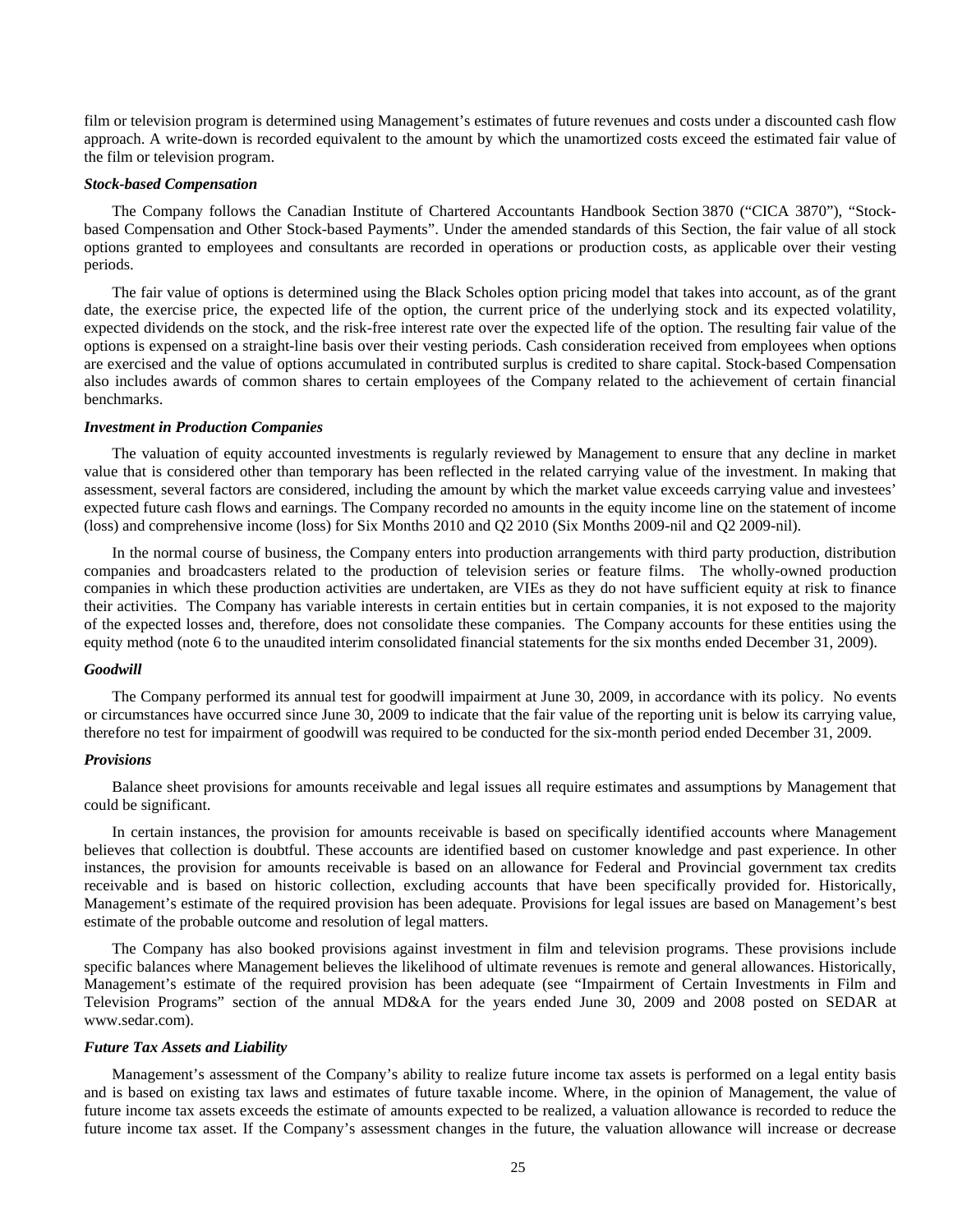film or television program is determined using Management's estimates of future revenues and costs under a discounted cash flow approach. A write-down is recorded equivalent to the amount by which the unamortized costs exceed the estimated fair value of the film or television program.

***Stock-based Compensation***

The Company follows the Canadian Institute of Chartered Accountants Handbook Section 3870 ("CICA 3870"), "Stock-based Compensation and Other Stock-based Payments". Under the amended standards of this Section, the fair value of all stock options granted to employees and consultants are recorded in operations or production costs, as applicable over their vesting periods.

The fair value of options is determined using the Black Scholes option pricing model that takes into account, as of the grant date, the exercise price, the expected life of the option, the current price of the underlying stock and its expected volatility, expected dividends on the stock, and the risk-free interest rate over the expected life of the option. The resulting fair value of the options is expensed on a straight-line basis over their vesting periods. Cash consideration received from employees when options are exercised and the value of options accumulated in contributed surplus is credited to share capital. Stock-based Compensation also includes awards of common shares to certain employees of the Company related to the achievement of certain financial benchmarks.

***Investment in Production Companies***

The valuation of equity accounted investments is regularly reviewed by Management to ensure that any decline in market value that is considered other than temporary has been reflected in the related carrying value of the investment. In making that assessment, several factors are considered, including the amount by which the market value exceeds carrying value and investees' expected future cash flows and earnings. The Company recorded no amounts in the equity income line on the statement of income (loss) and comprehensive income (loss) for Six Months 2010 and Q2 2010 (Six Months 2009-nil and Q2 2009-nil).

In the normal course of business, the Company enters into production arrangements with third party production, distribution companies and broadcasters related to the production of television series or feature films. The wholly-owned production companies in which these production activities are undertaken, are VIEs as they do not have sufficient equity at risk to finance their activities. The Company has variable interests in certain entities but in certain companies, it is not exposed to the majority of the expected losses and, therefore, does not consolidate these companies. The Company accounts for these entities using the equity method (note 6 to the unaudited interim consolidated financial statements for the six months ended December 31, 2009).

***Goodwill***

The Company performed its annual test for goodwill impairment at June 30, 2009, in accordance with its policy. No events or circumstances have occurred since June 30, 2009 to indicate that the fair value of the reporting unit is below its carrying value, therefore no test for impairment of goodwill was required to be conducted for the six-month period ended December 31, 2009.

***Provisions***

Balance sheet provisions for amounts receivable and legal issues all require estimates and assumptions by Management that could be significant.

In certain instances, the provision for amounts receivable is based on specifically identified accounts where Management believes that collection is doubtful. These accounts are identified based on customer knowledge and past experience. In other instances, the provision for amounts receivable is based on an allowance for Federal and Provincial government tax credits receivable and is based on historic collection, excluding accounts that have been specifically provided for. Historically, Management's estimate of the required provision has been adequate. Provisions for legal issues are based on Management's best estimate of the probable outcome and resolution of legal matters.

The Company has also booked provisions against investment in film and television programs. These provisions include specific balances where Management believes the likelihood of ultimate revenues is remote and general allowances. Historically, Management's estimate of the required provision has been adequate (see "Impairment of Certain Investments in Film and Television Programs" section of the annual MD&A for the years ended June 30, 2009 and 2008 posted on SEDAR at www.sedar.com).

***Future Tax Assets and Liability***

Management's assessment of the Company's ability to realize future income tax assets is performed on a legal entity basis and is based on existing tax laws and estimates of future taxable income. Where, in the opinion of Management, the value of future income tax assets exceeds the estimate of amounts expected to be realized, a valuation allowance is recorded to reduce the future income tax asset. If the Company's assessment changes in the future, the valuation allowance will increase or decrease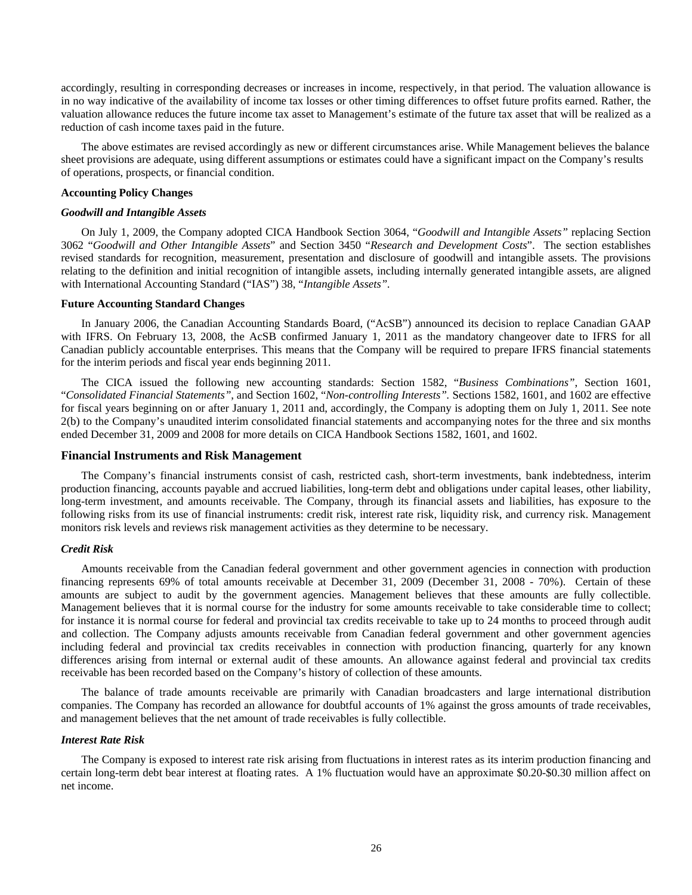accordingly, resulting in corresponding decreases or increases in income, respectively, in that period. The valuation allowance is in no way indicative of the availability of income tax losses or other timing differences to offset future profits earned. Rather, the valuation allowance reduces the future income tax asset to Management's estimate of the future tax asset that will be realized as a reduction of cash income taxes paid in the future.

The above estimates are revised accordingly as new or different circumstances arise. While Management believes the balance sheet provisions are adequate, using different assumptions or estimates could have a significant impact on the Company's results of operations, prospects, or financial condition.

**Accounting Policy Changes**

***Goodwill and Intangible Assets***

On July 1, 2009, the Company adopted CICA Handbook Section 3064, "*Goodwill and Intangible Assets"* replacing Section 3062 "*Goodwill and Other Intangible Assets*" and Section 3450 "*Research and Development Costs*". The section establishes revised standards for recognition, measurement, presentation and disclosure of goodwill and intangible assets. The provisions relating to the definition and initial recognition of intangible assets, including internally generated intangible assets, are aligned with International Accounting Standard ("IAS") 38, "*Intangible Assets"*.

**Future Accounting Standard Changes**

In January 2006, the Canadian Accounting Standards Board, ("AcSB") announced its decision to replace Canadian GAAP with IFRS. On February 13, 2008, the AcSB confirmed January 1, 2011 as the mandatory changeover date to IFRS for all Canadian publicly accountable enterprises. This means that the Company will be required to prepare IFRS financial statements for the interim periods and fiscal year ends beginning 2011.

The CICA issued the following new accounting standards: Section 1582, "*Business Combinations"*, Section 1601, "*Consolidated Financial Statements"*, and Section 1602, "*Non-controlling Interests"*. Sections 1582, 1601, and 1602 are effective for fiscal years beginning on or after January 1, 2011 and, accordingly, the Company is adopting them on July 1, 2011. See note 2(b) to the Company's unaudited interim consolidated financial statements and accompanying notes for the three and six months ended December 31, 2009 and 2008 for more details on CICA Handbook Sections 1582, 1601, and 1602.

## Financial Instruments and Risk Management

The Company's financial instruments consist of cash, restricted cash, short-term investments, bank indebtedness, interim production financing, accounts payable and accrued liabilities, long-term debt and obligations under capital leases, other liability, long-term investment, and amounts receivable. The Company, through its financial assets and liabilities, has exposure to the following risks from its use of financial instruments: credit risk, interest rate risk, liquidity risk, and currency risk. Management monitors risk levels and reviews risk management activities as they determine to be necessary.

***Credit Risk***

Amounts receivable from the Canadian federal government and other government agencies in connection with production financing represents 69% of total amounts receivable at December 31, 2009 (December 31, 2008 - 70%). Certain of these amounts are subject to audit by the government agencies. Management believes that these amounts are fully collectible. Management believes that it is normal course for the industry for some amounts receivable to take considerable time to collect; for instance it is normal course for federal and provincial tax credits receivable to take up to 24 months to proceed through audit and collection. The Company adjusts amounts receivable from Canadian federal government and other government agencies including federal and provincial tax credits receivables in connection with production financing, quarterly for any known differences arising from internal or external audit of these amounts. An allowance against federal and provincial tax credits receivable has been recorded based on the Company's history of collection of these amounts.

The balance of trade amounts receivable are primarily with Canadian broadcasters and large international distribution companies. The Company has recorded an allowance for doubtful accounts of 1% against the gross amounts of trade receivables, and management believes that the net amount of trade receivables is fully collectible.

***Interest Rate Risk***

The Company is exposed to interest rate risk arising from fluctuations in interest rates as its interim production financing and certain long-term debt bear interest at floating rates. A 1% fluctuation would have an approximate $0.20-$0.30 million affect on net income.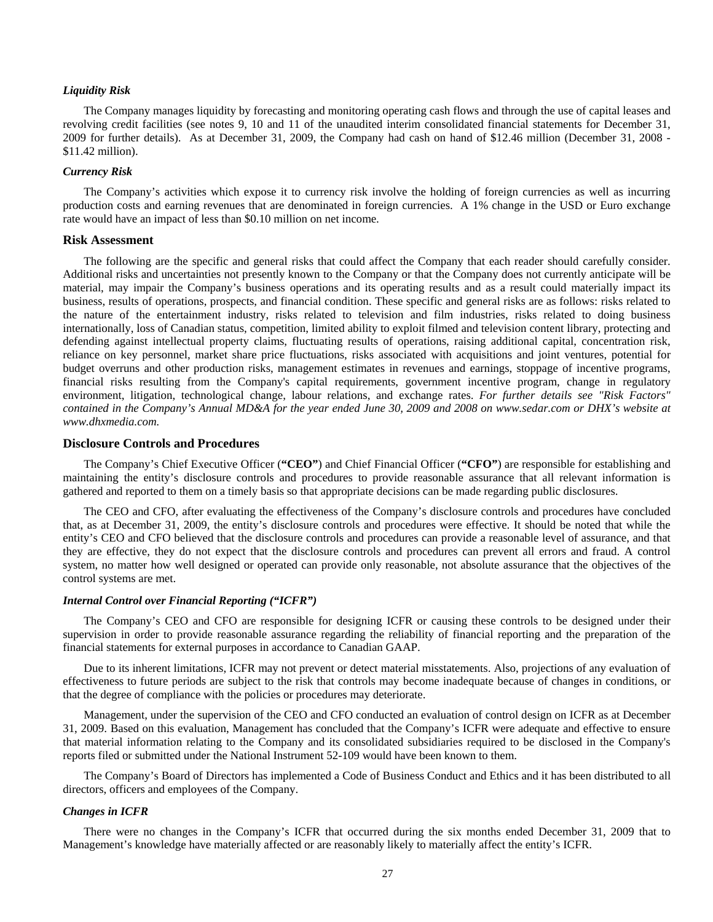### *Liquidity Risk*

The Company manages liquidity by forecasting and monitoring operating cash flows and through the use of capital leases and revolving credit facilities (see notes 9, 10 and 11 of the unaudited interim consolidated financial statements for December 31, 2009 for further details). As at December 31, 2009, the Company had cash on hand of $12.46 million (December 31, 2008 - $11.42 million).

### *Currency Risk*

The Company's activities which expose it to currency risk involve the holding of foreign currencies as well as incurring production costs and earning revenues that are denominated in foreign currencies. A 1% change in the USD or Euro exchange rate would have an impact of less than $0.10 million on net income.

## Risk Assessment

The following are the specific and general risks that could affect the Company that each reader should carefully consider. Additional risks and uncertainties not presently known to the Company or that the Company does not currently anticipate will be material, may impair the Company's business operations and its operating results and as a result could materially impact its business, results of operations, prospects, and financial condition. These specific and general risks are as follows: risks related to the nature of the entertainment industry, risks related to television and film industries, risks related to doing business internationally, loss of Canadian status, competition, limited ability to exploit filmed and television content library, protecting and defending against intellectual property claims, fluctuating results of operations, raising additional capital, concentration risk, reliance on key personnel, market share price fluctuations, risks associated with acquisitions and joint ventures, potential for budget overruns and other production risks, management estimates in revenues and earnings, stoppage of incentive programs, financial risks resulting from the Company's capital requirements, government incentive program, change in regulatory environment, litigation, technological change, labour relations, and exchange rates. *For further details see "Risk Factors" contained in the Company's Annual MD&A for the year ended June 30, 2009 and 2008 on www.sedar.com or DHX's website at www.dhxmedia.com.*

## Disclosure Controls and Procedures

The Company's Chief Executive Officer (**"CEO"**) and Chief Financial Officer (**"CFO"**) are responsible for establishing and maintaining the entity's disclosure controls and procedures to provide reasonable assurance that all relevant information is gathered and reported to them on a timely basis so that appropriate decisions can be made regarding public disclosures.

The CEO and CFO, after evaluating the effectiveness of the Company's disclosure controls and procedures have concluded that, as at December 31, 2009, the entity's disclosure controls and procedures were effective. It should be noted that while the entity's CEO and CFO believed that the disclosure controls and procedures can provide a reasonable level of assurance, and that they are effective, they do not expect that the disclosure controls and procedures can prevent all errors and fraud. A control system, no matter how well designed or operated can provide only reasonable, not absolute assurance that the objectives of the control systems are met.

### *Internal Control over Financial Reporting ("ICFR")*

The Company's CEO and CFO are responsible for designing ICFR or causing these controls to be designed under their supervision in order to provide reasonable assurance regarding the reliability of financial reporting and the preparation of the financial statements for external purposes in accordance to Canadian GAAP.

Due to its inherent limitations, ICFR may not prevent or detect material misstatements. Also, projections of any evaluation of effectiveness to future periods are subject to the risk that controls may become inadequate because of changes in conditions, or that the degree of compliance with the policies or procedures may deteriorate.

Management, under the supervision of the CEO and CFO conducted an evaluation of control design on ICFR as at December 31, 2009. Based on this evaluation, Management has concluded that the Company's ICFR were adequate and effective to ensure that material information relating to the Company and its consolidated subsidiaries required to be disclosed in the Company's reports filed or submitted under the National Instrument 52-109 would have been known to them.

The Company's Board of Directors has implemented a Code of Business Conduct and Ethics and it has been distributed to all directors, officers and employees of the Company.

### *Changes in ICFR*

There were no changes in the Company's ICFR that occurred during the six months ended December 31, 2009 that to Management's knowledge have materially affected or are reasonably likely to materially affect the entity's ICFR.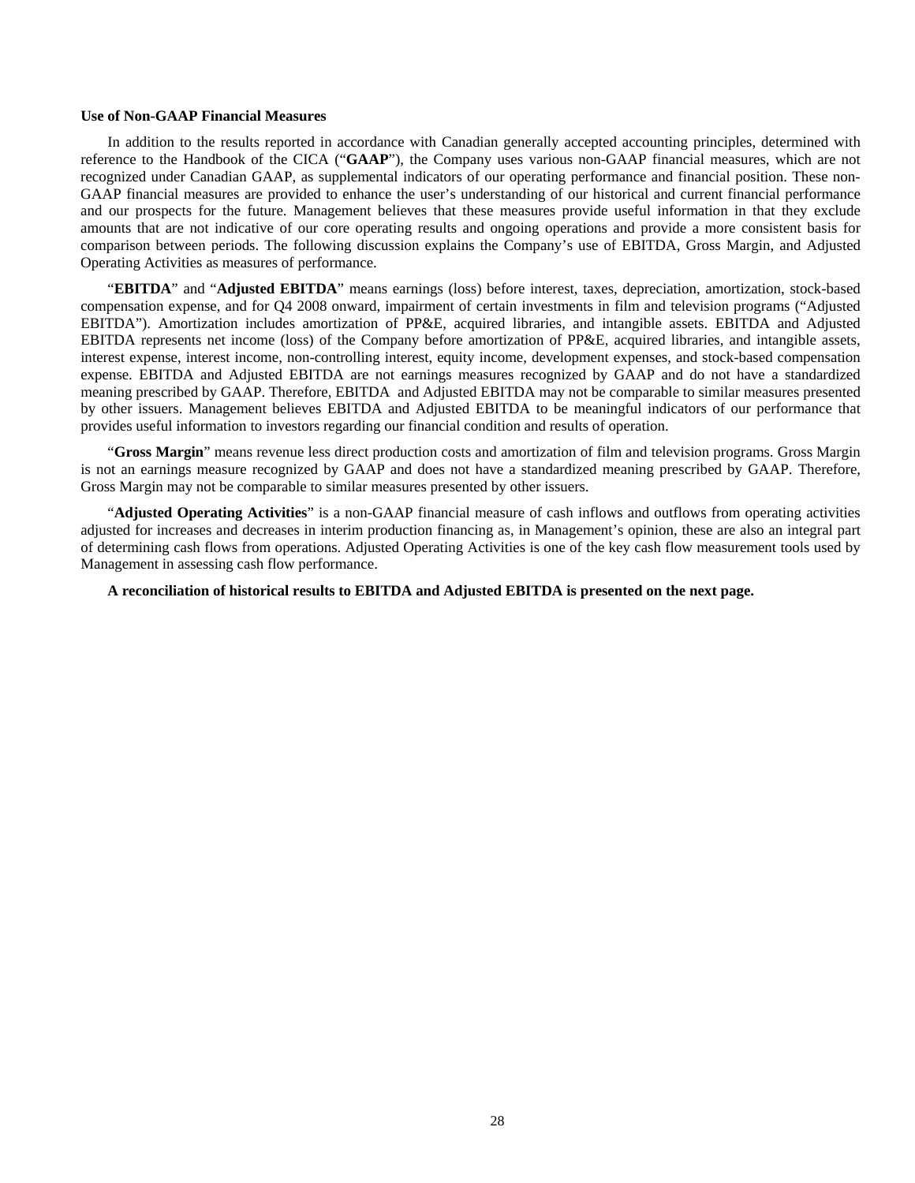**Use of Non-GAAP Financial Measures**

In addition to the results reported in accordance with Canadian generally accepted accounting principles, determined with reference to the Handbook of the CICA ("**GAAP**"), the Company uses various non-GAAP financial measures, which are not recognized under Canadian GAAP, as supplemental indicators of our operating performance and financial position. These non-GAAP financial measures are provided to enhance the user's understanding of our historical and current financial performance and our prospects for the future. Management believes that these measures provide useful information in that they exclude amounts that are not indicative of our core operating results and ongoing operations and provide a more consistent basis for comparison between periods. The following discussion explains the Company's use of EBITDA, Gross Margin, and Adjusted Operating Activities as measures of performance.

"**EBITDA**" and "**Adjusted EBITDA**" means earnings (loss) before interest, taxes, depreciation, amortization, stock-based compensation expense, and for Q4 2008 onward, impairment of certain investments in film and television programs ("Adjusted EBITDA"). Amortization includes amortization of PP&E, acquired libraries, and intangible assets. EBITDA and Adjusted EBITDA represents net income (loss) of the Company before amortization of PP&E, acquired libraries, and intangible assets, interest expense, interest income, non-controlling interest, equity income, development expenses, and stock-based compensation expense. EBITDA and Adjusted EBITDA are not earnings measures recognized by GAAP and do not have a standardized meaning prescribed by GAAP. Therefore, EBITDA and Adjusted EBITDA may not be comparable to similar measures presented by other issuers. Management believes EBITDA and Adjusted EBITDA to be meaningful indicators of our performance that provides useful information to investors regarding our financial condition and results of operation.

"**Gross Margin**" means revenue less direct production costs and amortization of film and television programs. Gross Margin is not an earnings measure recognized by GAAP and does not have a standardized meaning prescribed by GAAP. Therefore, Gross Margin may not be comparable to similar measures presented by other issuers.

"**Adjusted Operating Activities**" is a non-GAAP financial measure of cash inflows and outflows from operating activities adjusted for increases and decreases in interim production financing as, in Management's opinion, these are also an integral part of determining cash flows from operations. Adjusted Operating Activities is one of the key cash flow measurement tools used by Management in assessing cash flow performance.

**A reconciliation of historical results to EBITDA and Adjusted EBITDA is presented on the next page.**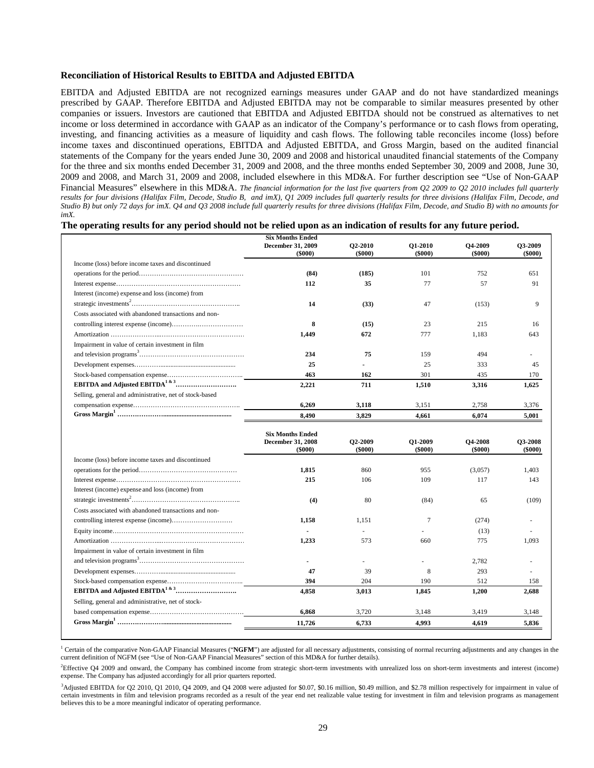**Reconciliation of Historical Results to EBITDA and Adjusted EBITDA**

EBITDA and Adjusted EBITDA are not recognized earnings measures under GAAP and do not have standardized meanings prescribed by GAAP. Therefore EBITDA and Adjusted EBITDA may not be comparable to similar measures presented by other companies or issuers. Investors are cautioned that EBITDA and Adjusted EBITDA should not be construed as alternatives to net income or loss determined in accordance with GAAP as an indicator of the Company's performance or to cash flows from operating, investing, and financing activities as a measure of liquidity and cash flows. The following table reconciles income (loss) before income taxes and discontinued operations, EBITDA and Adjusted EBITDA, and Gross Margin, based on the audited financial statements of the Company for the years ended June 30, 2009 and 2008 and historical unaudited financial statements of the Company for the three and six months ended December 31, 2009 and 2008, and the three months ended September 30, 2009 and 2008, June 30, 2009 and 2008, and March 31, 2009 and 2008, included elsewhere in this MD&A. For further description see "Use of Non-GAAP Financial Measures" elsewhere in this MD&A. *The financial information for the last five quarters from Q2 2009 to Q2 2010 includes full quarterly results for four divisions (Halifax Film, Decode, Studio B, and imX), Q1 2009 includes full quarterly results for three divisions (Halifax Film, Decode, and Studio B) but only 72 days for imX. Q4 and Q3 2008 include full quarterly results for three divisions (Halifax Film, Decode, and Studio B) with no amounts for imX.*

**The operating results for any period should not be relied upon as an indication of results for any future period.**

| | Six Months Ended December 31, 2009 ($000) | Q2-2010 ($000) | Q1-2010 ($000) | Q4-2009 ($000) | Q3-2009 ($000) |
|---|---|---|---|---|---|
| Income (loss) before income taxes and discontinued operations for the period | **(84)** | **(185)** | 101 | 752 | 651 |
| Interest expense | **112** | **35** | 77 | 57 | 91 |
| Interest (income) expense and loss (income) from strategic investments[2] | **14** | **(33)** | 47 | (153) | 9 |
| Costs associated with abandoned transactions and non-controlling interest expense (income) | **8** | **(15)** | 23 | 215 | 16 |
| Amortization | **1,449** | **672** | 777 | 1,183 | 643 |
| Impairment in value of certain investment in film and television programs[3] | **234** | **75** | 159 | 494 | - |
| Development expenses | **25** | **-** | 25 | 333 | 45 |
| Stock-based compensation expense | **463** | **162** | 301 | 435 | 170 |
| **EBITDA and Adjusted EBITDA[1 & 3]** | **2,221** | **711** | **1,510** | **3,316** | **1,625** |
| Selling, general and administrative, net of stock-based compensation expense | **6,269** | **3,118** | 3,151 | 2,758 | 3,376 |
| **Gross Margin[1]** | **8,490** | **3,829** | **4,661** | **6,074** | **5,001** |

| | Six Months Ended December 31, 2008 ($000) | Q2-2009 ($000) | Q1-2009 ($000) | Q4-2008 ($000) | Q3-2008 ($000) |
|---|---|---|---|---|---|
| Income (loss) before income taxes and discontinued operations for the period | **1,815** | 860 | 955 | (3,057) | 1,403 |
| Interest expense | **215** | 106 | 109 | 117 | 143 |
| Interest (income) expense and loss (income) from strategic investments[2] | **(4)** | 80 | (84) | 65 | (109) |
| Costs associated with abandoned transactions and non-controlling interest expense (income) | **1,158** | 1,151 | 7 | (274) | - |
| Equity income | **-** | - | - | (13) | - |
| Amortization | **1,233** | 573 | 660 | 775 | 1,093 |
| Impairment in value of certain investment in film and television programs[3] | **-** | - | - | 2,782 | - |
| Development expenses | **47** | 39 | 8 | 293 | - |
| Stock-based compensation expense | **394** | 204 | 190 | 512 | 158 |
| **EBITDA and Adjusted EBITDA[1 & 3]** | **4,858** | **3,013** | **1,845** | **1,200** | **2,688** |
| Selling, general and administrative, net of stock-based compensation expense | **6,868** | 3,720 | 3,148 | 3,419 | 3,148 |
| **Gross Margin[1]** | **11,726** | **6,733** | **4,993** | **4,619** | **5,836** |

[1] Certain of the comparative Non-GAAP Financial Measures ("**NGFM**") are adjusted for all necessary adjustments, consisting of normal recurring adjustments and any changes in the current definition of NGFM (see "Use of Non-GAAP Financial Measures" section of this MD&A for further details).

[2] Effective Q4 2009 and onward, the Company has combined income from strategic short-term investments with unrealized loss on short-term investments and interest (income) expense. The Company has adjusted accordingly for all prior quarters reported.

[3] Adjusted EBITDA for Q2 2010, Q1 2010, Q4 2009, and Q4 2008 were adjusted for $0.07, $0.16 million, $0.49 million, and $2.78 million respectively for impairment in value of certain investments in film and television programs recorded as a result of the year end net realizable value testing for investment in film and television programs as management believes this to be a more meaningful indicator of operating performance.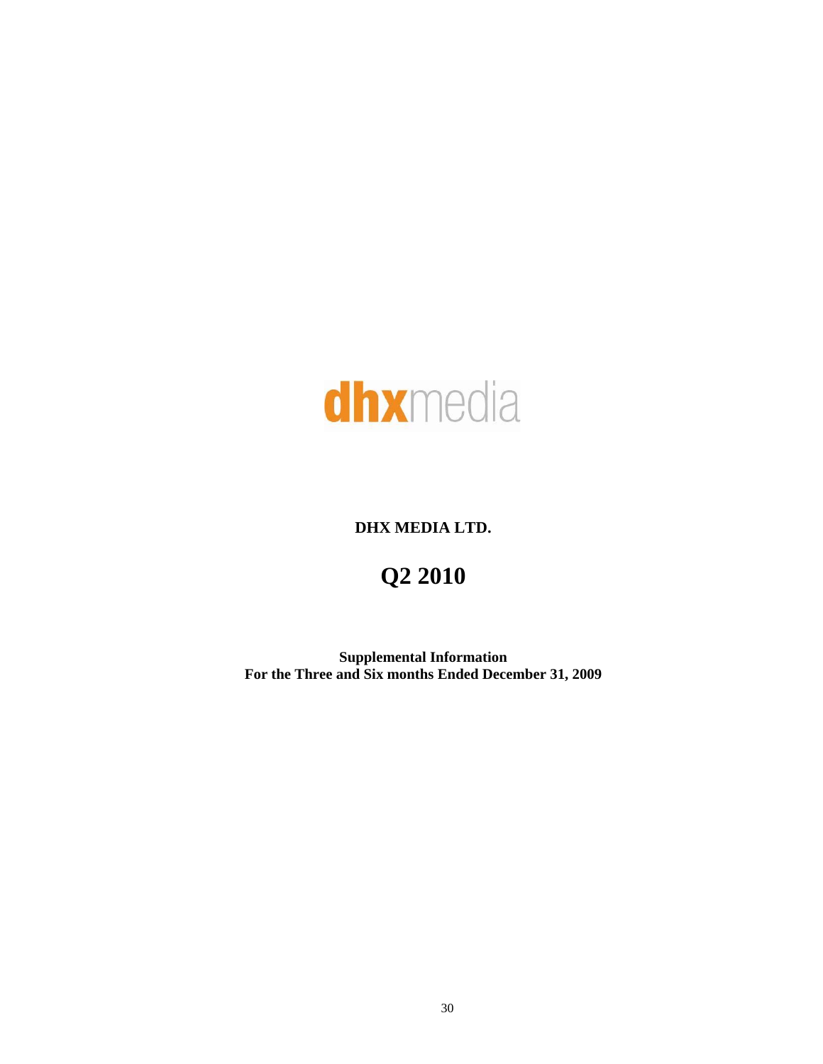dhxmedia

# DHX MEDIA LTD.

# Q2 2010

**Supplemental Information**
**For the Three and Six months Ended December 31, 2009**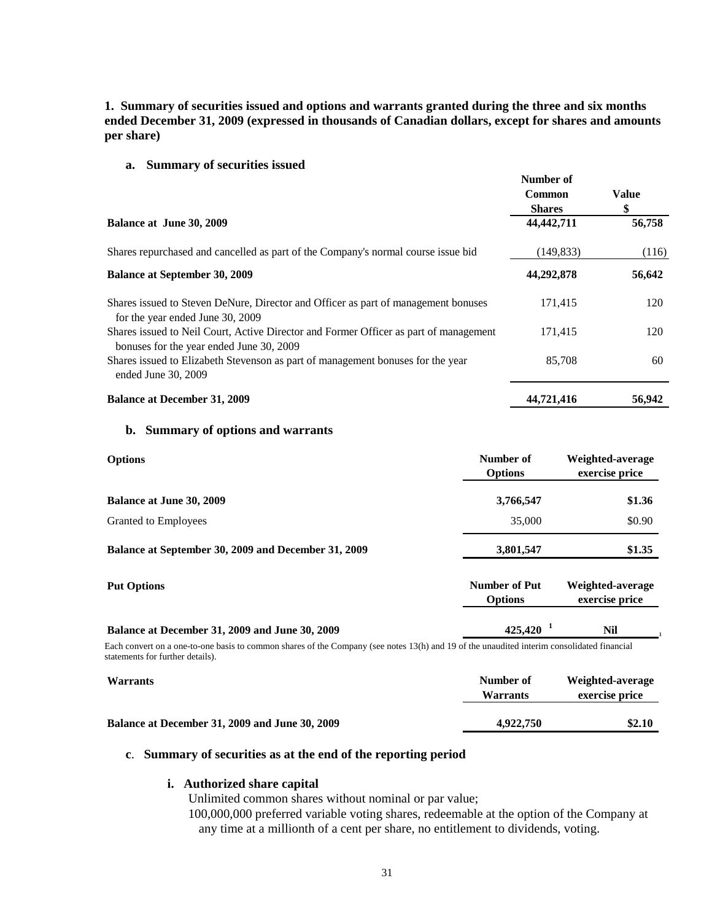**1. Summary of securities issued and options and warrants granted during the three and six months ended December 31, 2009 (expressed in thousands of Canadian dollars, except for shares and amounts per share)**

### a. Summary of securities issued

| | Number of Common Shares | Value $ |
|---|---|---|
| **Balance at June 30, 2009** | **44,442,711** | **56,758** |
| Shares repurchased and cancelled as part of the Company's normal course issue bid | (149,833) | (116) |
| **Balance at September 30, 2009** | **44,292,878** | **56,642** |
| Shares issued to Steven DeNure, Director and Officer as part of management bonuses for the year ended June 30, 2009 | 171,415 | 120 |
| Shares issued to Neil Court, Active Director and Former Officer as part of management bonuses for the year ended June 30, 2009 | 171,415 | 120 |
| Shares issued to Elizabeth Stevenson as part of management bonuses for the year ended June 30, 2009 | 85,708 | 60 |
| **Balance at December 31, 2009** | **44,721,416** | **56,942** |

### b. Summary of options and warrants

| **Options** | **Number of Options** | **Weighted-average exercise price** |
|---|---|---|
| **Balance at June 30, 2009** | **3,766,547** | **$1.36** |
| Granted to Employees | 35,000 | $0.90 |
| **Balance at September 30, 2009 and December 31, 2009** | **3,801,547** | **$1.35** |

| **Put Options** | **Number of Put Options** | **Weighted-average exercise price** |
|---|---|---|
| **Balance at December 31, 2009 and June 30, 2009** | **425,420** [1] | **Nil** |

[1] Each convert on a one-to-one basis to common shares of the Company (see notes 13(h) and 19 of the unaudited interim consolidated financial statements for further details).

| **Warrants** | **Number of Warrants** | **Weighted-average exercise price** |
|---|---|---|
| **Balance at December 31, 2009 and June 30, 2009** | **4,922,750** | **$2.10** |

### c. Summary of securities as at the end of the reporting period

#### i. Authorized share capital

Unlimited common shares without nominal or par value;

100,000,000 preferred variable voting shares, redeemable at the option of the Company at any time at a millionth of a cent per share, no entitlement to dividends, voting.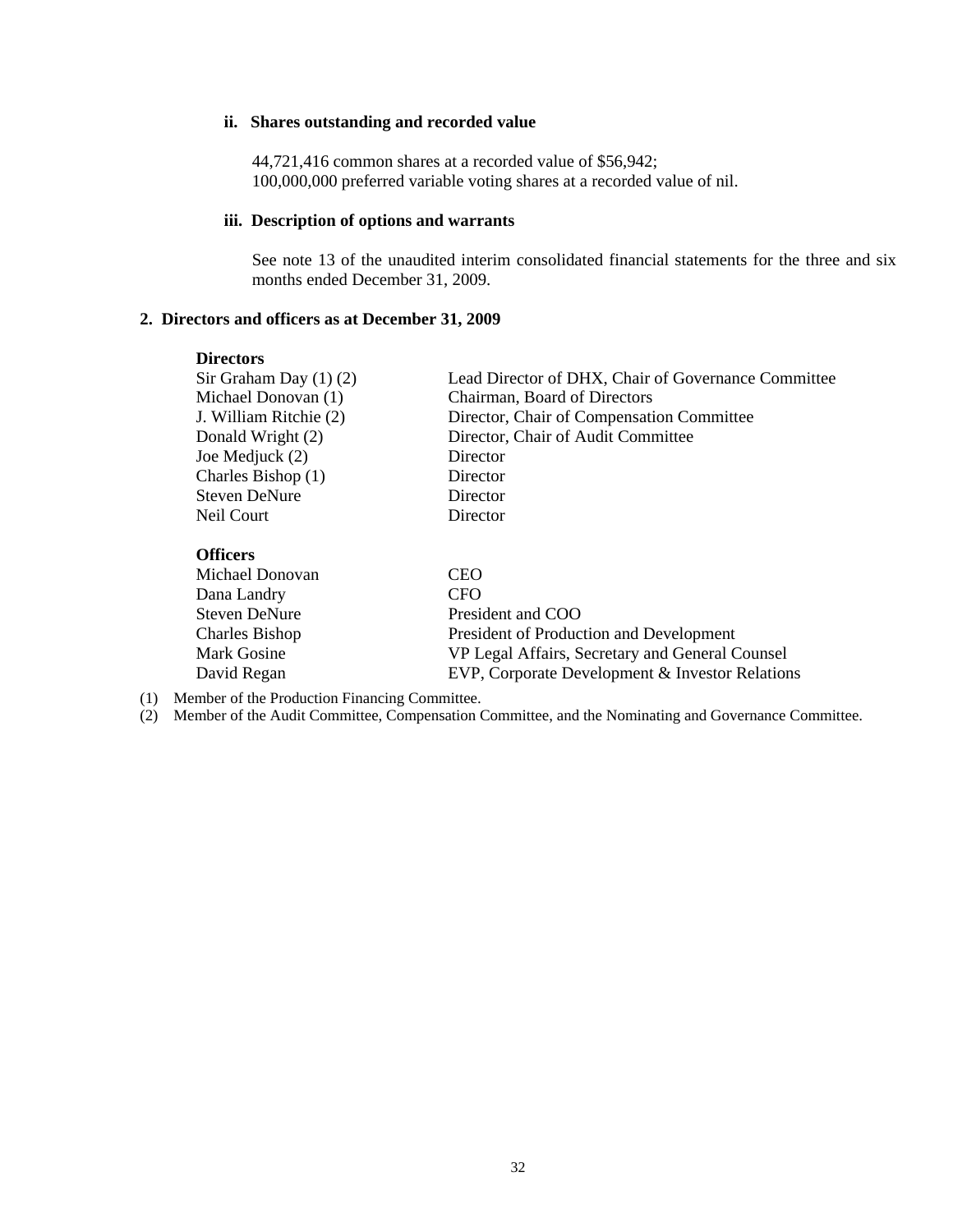### ii. Shares outstanding and recorded value

44,721,416 common shares at a recorded value of $56,942;
100,000,000 preferred variable voting shares at a recorded value of nil.

### iii. Description of options and warrants

See note 13 of the unaudited interim consolidated financial statements for the three and six months ended December 31, 2009.

## 2. Directors and officers as at December 31, 2009

**Directors**

| | |
|---|---|
| Sir Graham Day (1) (2) | Lead Director of DHX, Chair of Governance Committee |
| Michael Donovan (1) | Chairman, Board of Directors |
| J. William Ritchie (2) | Director, Chair of Compensation Committee |
| Donald Wright (2) | Director, Chair of Audit Committee |
| Joe Medjuck (2) | Director |
| Charles Bishop (1) | Director |
| Steven DeNure | Director |
| Neil Court | Director |

**Officers**

| | |
|---|---|
| Michael Donovan | CEO |
| Dana Landry | CFO |
| Steven DeNure | President and COO |
| Charles Bishop | President of Production and Development |
| Mark Gosine | VP Legal Affairs, Secretary and General Counsel |
| David Regan | EVP, Corporate Development & Investor Relations |

(1) Member of the Production Financing Committee.
(2) Member of the Audit Committee, Compensation Committee, and the Nominating and Governance Committee.